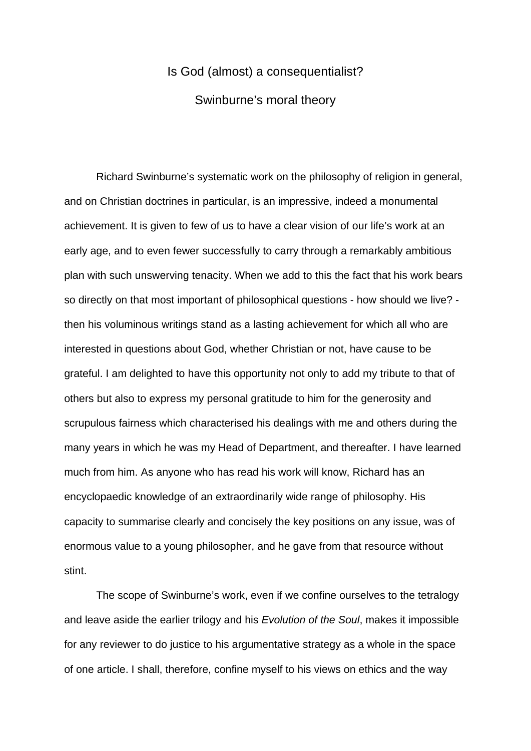# Is God (almost) a consequentialist?

## Swinburne's moral theory

Richard Swinburne's systematic work on the philosophy of religion in general, and on Christian doctrines in particular, is an impressive, indeed a monumental achievement. It is given to few of us to have a clear vision of our life's work at an early age, and to even fewer successfully to carry through a remarkably ambitious plan with such unswerving tenacity. When we add to this the fact that his work bears so directly on that most important of philosophical questions - how should we live? - then his voluminous writings stand as a lasting achievement for which all who are interested in questions about God, whether Christian or not, have cause to be grateful. I am delighted to have this opportunity not only to add my tribute to that of others but also to express my personal gratitude to him for the generosity and scrupulous fairness which characterised his dealings with me and others during the many years in which he was my Head of Department, and thereafter. I have learned much from him. As anyone who has read his work will know, Richard has an encyclopaedic knowledge of an extraordinarily wide range of philosophy. His capacity to summarise clearly and concisely the key positions on any issue, was of enormous value to a young philosopher, and he gave from that resource without stint.

The scope of Swinburne's work, even if we confine ourselves to the tetralogy and leave aside the earlier trilogy and his *Evolution of the Soul*, makes it impossible for any reviewer to do justice to his argumentative strategy as a whole in the space of one article. I shall, therefore, confine myself to his views on ethics and the way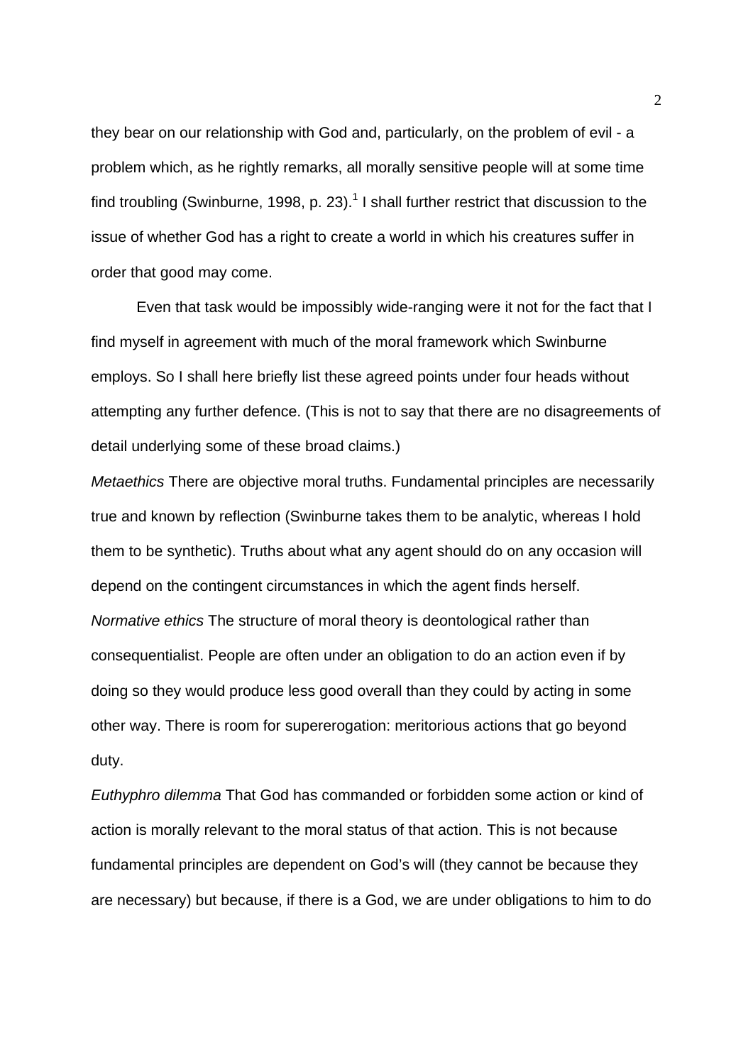they bear on our relationship with God and, particularly, on the problem of evil - a problem which, as he rightly remarks, all morally sensitive people will at some time find troubling (Swinburne, 1998, p. 23).[1] I shall further restrict that discussion to the issue of whether God has a right to create a world in which his creatures suffer in order that good may come.

Even that task would be impossibly wide-ranging were it not for the fact that I find myself in agreement with much of the moral framework which Swinburne employs. So I shall here briefly list these agreed points under four heads without attempting any further defence. (This is not to say that there are no disagreements of detail underlying some of these broad claims.)

*Metaethics* There are objective moral truths. Fundamental principles are necessarily true and known by reflection (Swinburne takes them to be analytic, whereas I hold them to be synthetic). Truths about what any agent should do on any occasion will depend on the contingent circumstances in which the agent finds herself.

*Normative ethics* The structure of moral theory is deontological rather than consequentialist. People are often under an obligation to do an action even if by doing so they would produce less good overall than they could by acting in some other way. There is room for supererogation: meritorious actions that go beyond duty.

*Euthyphro dilemma* That God has commanded or forbidden some action or kind of action is morally relevant to the moral status of that action. This is not because fundamental principles are dependent on God's will (they cannot be because they are necessary) but because, if there is a God, we are under obligations to him to do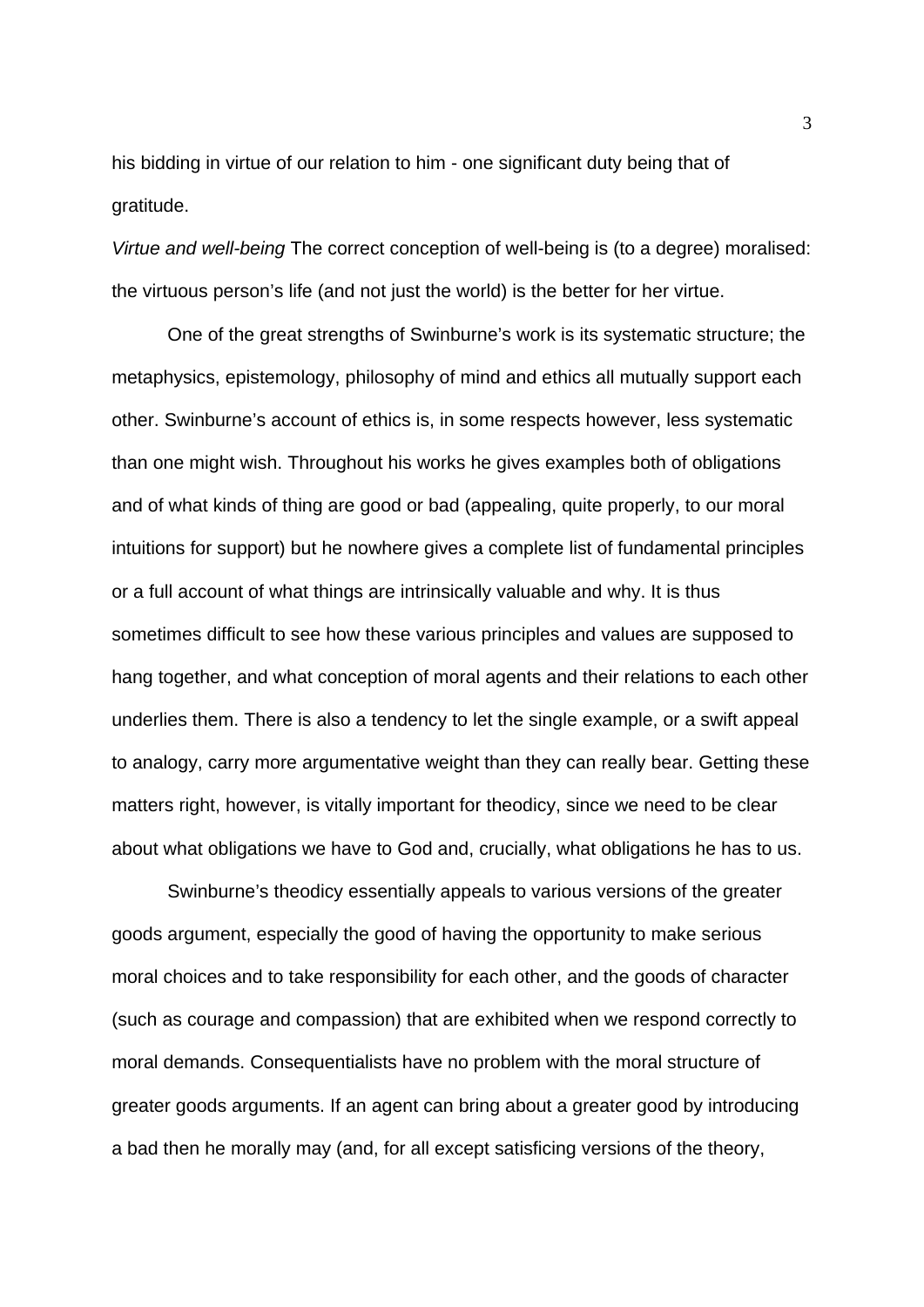his bidding in virtue of our relation to him - one significant duty being that of gratitude.

*Virtue and well-being* The correct conception of well-being is (to a degree) moralised: the virtuous person's life (and not just the world) is the better for her virtue.

One of the great strengths of Swinburne's work is its systematic structure; the metaphysics, epistemology, philosophy of mind and ethics all mutually support each other. Swinburne's account of ethics is, in some respects however, less systematic than one might wish. Throughout his works he gives examples both of obligations and of what kinds of thing are good or bad (appealing, quite properly, to our moral intuitions for support) but he nowhere gives a complete list of fundamental principles or a full account of what things are intrinsically valuable and why. It is thus sometimes difficult to see how these various principles and values are supposed to hang together, and what conception of moral agents and their relations to each other underlies them. There is also a tendency to let the single example, or a swift appeal to analogy, carry more argumentative weight than they can really bear. Getting these matters right, however, is vitally important for theodicy, since we need to be clear about what obligations we have to God and, crucially, what obligations he has to us.

Swinburne's theodicy essentially appeals to various versions of the greater goods argument, especially the good of having the opportunity to make serious moral choices and to take responsibility for each other, and the goods of character (such as courage and compassion) that are exhibited when we respond correctly to moral demands. Consequentialists have no problem with the moral structure of greater goods arguments. If an agent can bring about a greater good by introducing a bad then he morally may (and, for all except satisficing versions of the theory,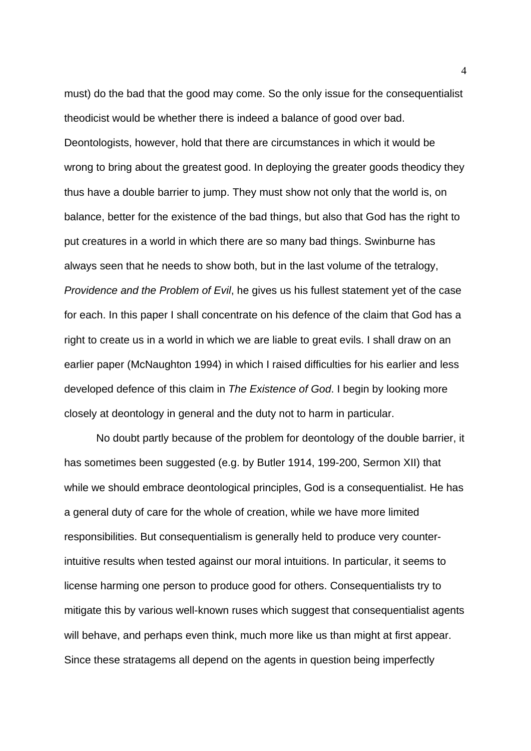must) do the bad that the good may come. So the only issue for the consequentialist theodicist would be whether there is indeed a balance of good over bad. Deontologists, however, hold that there are circumstances in which it would be wrong to bring about the greatest good. In deploying the greater goods theodicy they thus have a double barrier to jump. They must show not only that the world is, on balance, better for the existence of the bad things, but also that God has the right to put creatures in a world in which there are so many bad things. Swinburne has always seen that he needs to show both, but in the last volume of the tetralogy, *Providence and the Problem of Evil*, he gives us his fullest statement yet of the case for each. In this paper I shall concentrate on his defence of the claim that God has a right to create us in a world in which we are liable to great evils. I shall draw on an earlier paper (McNaughton 1994) in which I raised difficulties for his earlier and less developed defence of this claim in *The Existence of God*. I begin by looking more closely at deontology in general and the duty not to harm in particular.

No doubt partly because of the problem for deontology of the double barrier, it has sometimes been suggested (e.g. by Butler 1914, 199-200, Sermon XII) that while we should embrace deontological principles, God is a consequentialist. He has a general duty of care for the whole of creation, while we have more limited responsibilities. But consequentialism is generally held to produce very counter-intuitive results when tested against our moral intuitions. In particular, it seems to license harming one person to produce good for others. Consequentialists try to mitigate this by various well-known ruses which suggest that consequentialist agents will behave, and perhaps even think, much more like us than might at first appear. Since these stratagems all depend on the agents in question being imperfectly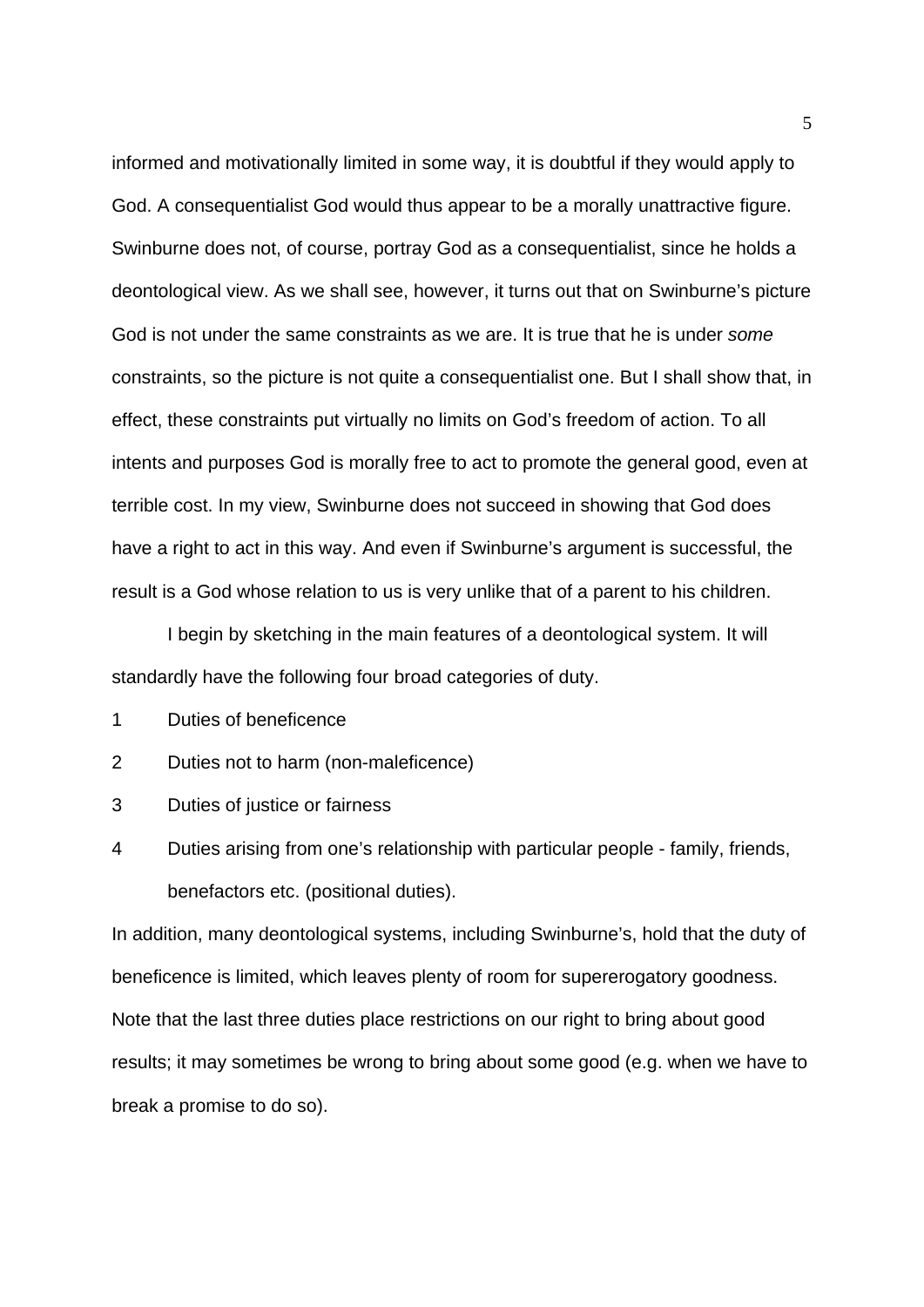informed and motivationally limited in some way, it is doubtful if they would apply to God. A consequentialist God would thus appear to be a morally unattractive figure. Swinburne does not, of course, portray God as a consequentialist, since he holds a deontological view. As we shall see, however, it turns out that on Swinburne's picture God is not under the same constraints as we are. It is true that he is under *some* constraints, so the picture is not quite a consequentialist one. But I shall show that, in effect, these constraints put virtually no limits on God's freedom of action. To all intents and purposes God is morally free to act to promote the general good, even at terrible cost. In my view, Swinburne does not succeed in showing that God does have a right to act in this way. And even if Swinburne's argument is successful, the result is a God whose relation to us is very unlike that of a parent to his children.

I begin by sketching in the main features of a deontological system. It will standardly have the following four broad categories of duty.

1. Duties of beneficence
2. Duties not to harm (non-maleficence)
3. Duties of justice or fairness
4. Duties arising from one's relationship with particular people - family, friends, benefactors etc. (positional duties).

In addition, many deontological systems, including Swinburne's, hold that the duty of beneficence is limited, which leaves plenty of room for supererogatory goodness. Note that the last three duties place restrictions on our right to bring about good results; it may sometimes be wrong to bring about some good (e.g. when we have to break a promise to do so).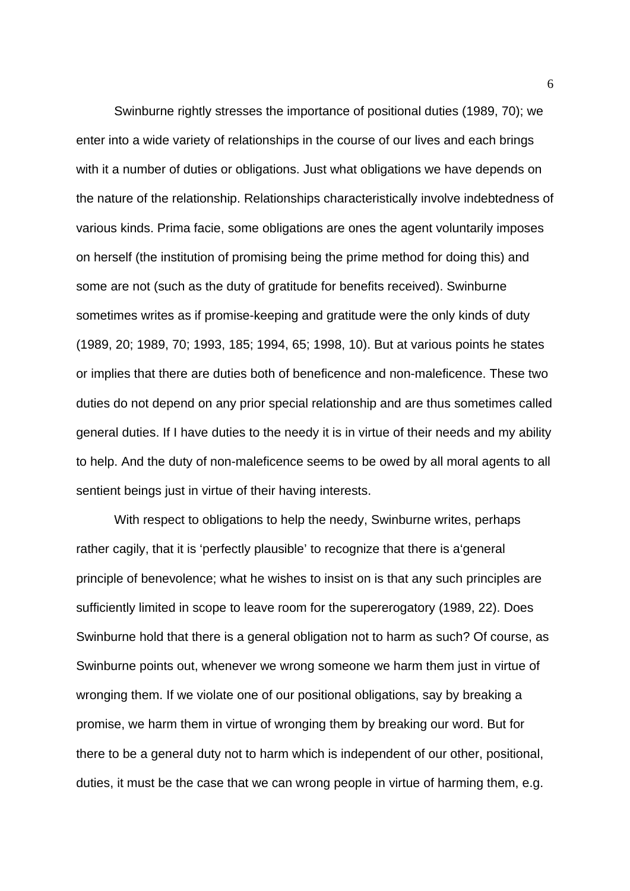Swinburne rightly stresses the importance of positional duties (1989, 70); we enter into a wide variety of relationships in the course of our lives and each brings with it a number of duties or obligations. Just what obligations we have depends on the nature of the relationship. Relationships characteristically involve indebtedness of various kinds. Prima facie, some obligations are ones the agent voluntarily imposes on herself (the institution of promising being the prime method for doing this) and some are not (such as the duty of gratitude for benefits received). Swinburne sometimes writes as if promise-keeping and gratitude were the only kinds of duty (1989, 20; 1989, 70; 1993, 185; 1994, 65; 1998, 10). But at various points he states or implies that there are duties both of beneficence and non-maleficence. These two duties do not depend on any prior special relationship and are thus sometimes called general duties. If I have duties to the needy it is in virtue of their needs and my ability to help. And the duty of non-maleficence seems to be owed by all moral agents to all sentient beings just in virtue of their having interests.

With respect to obligations to help the needy, Swinburne writes, perhaps rather cagily, that it is 'perfectly plausible' to recognize that there is a'general principle of benevolence; what he wishes to insist on is that any such principles are sufficiently limited in scope to leave room for the supererogatory (1989, 22). Does Swinburne hold that there is a general obligation not to harm as such? Of course, as Swinburne points out, whenever we wrong someone we harm them just in virtue of wronging them. If we violate one of our positional obligations, say by breaking a promise, we harm them in virtue of wronging them by breaking our word. But for there to be a general duty not to harm which is independent of our other, positional, duties, it must be the case that we can wrong people in virtue of harming them, e.g.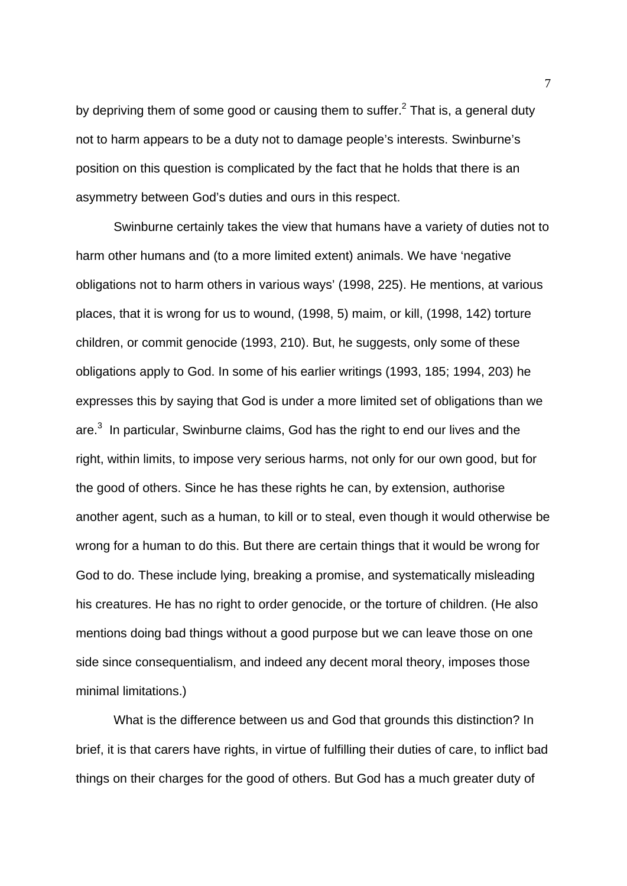by depriving them of some good or causing them to suffer.[2] That is, a general duty not to harm appears to be a duty not to damage people's interests. Swinburne's position on this question is complicated by the fact that he holds that there is an asymmetry between God's duties and ours in this respect.

Swinburne certainly takes the view that humans have a variety of duties not to harm other humans and (to a more limited extent) animals. We have 'negative obligations not to harm others in various ways' (1998, 225). He mentions, at various places, that it is wrong for us to wound, (1998, 5) maim, or kill, (1998, 142) torture children, or commit genocide (1993, 210). But, he suggests, only some of these obligations apply to God. In some of his earlier writings (1993, 185; 1994, 203) he expresses this by saying that God is under a more limited set of obligations than we are.[3] In particular, Swinburne claims, God has the right to end our lives and the right, within limits, to impose very serious harms, not only for our own good, but for the good of others. Since he has these rights he can, by extension, authorise another agent, such as a human, to kill or to steal, even though it would otherwise be wrong for a human to do this. But there are certain things that it would be wrong for God to do. These include lying, breaking a promise, and systematically misleading his creatures. He has no right to order genocide, or the torture of children. (He also mentions doing bad things without a good purpose but we can leave those on one side since consequentialism, and indeed any decent moral theory, imposes those minimal limitations.)

What is the difference between us and God that grounds this distinction? In brief, it is that carers have rights, in virtue of fulfilling their duties of care, to inflict bad things on their charges for the good of others. But God has a much greater duty of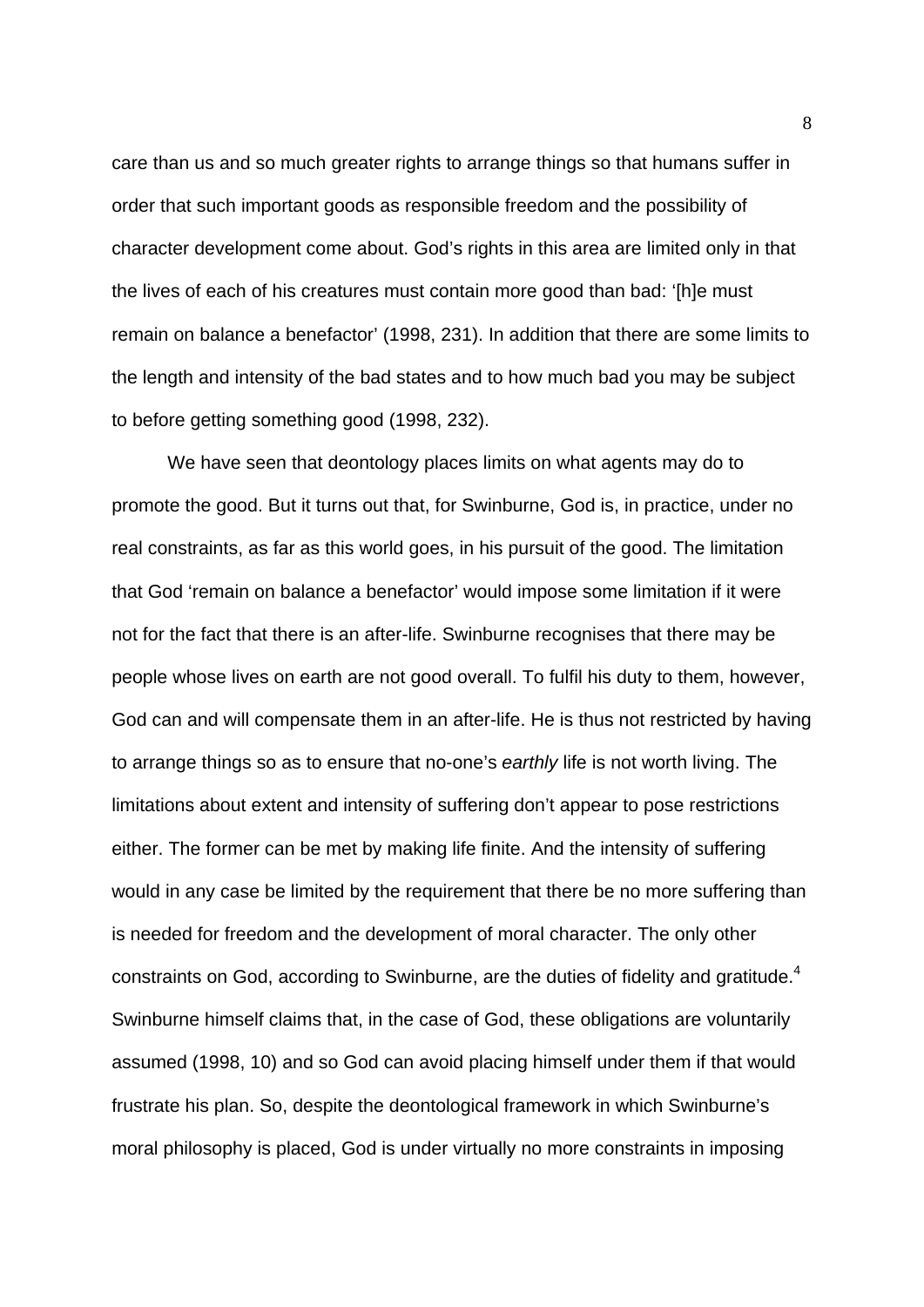care than us and so much greater rights to arrange things so that humans suffer in order that such important goods as responsible freedom and the possibility of character development come about. God's rights in this area are limited only in that the lives of each of his creatures must contain more good than bad: '[h]e must remain on balance a benefactor' (1998, 231). In addition that there are some limits to the length and intensity of the bad states and to how much bad you may be subject to before getting something good (1998, 232).

We have seen that deontology places limits on what agents may do to promote the good. But it turns out that, for Swinburne, God is, in practice, under no real constraints, as far as this world goes, in his pursuit of the good. The limitation that God 'remain on balance a benefactor' would impose some limitation if it were not for the fact that there is an after-life. Swinburne recognises that there may be people whose lives on earth are not good overall. To fulfil his duty to them, however, God can and will compensate them in an after-life. He is thus not restricted by having to arrange things so as to ensure that no-one's *earthly* life is not worth living. The limitations about extent and intensity of suffering don't appear to pose restrictions either. The former can be met by making life finite. And the intensity of suffering would in any case be limited by the requirement that there be no more suffering than is needed for freedom and the development of moral character. The only other constraints on God, according to Swinburne, are the duties of fidelity and gratitude.[4] Swinburne himself claims that, in the case of God, these obligations are voluntarily assumed (1998, 10) and so God can avoid placing himself under them if that would frustrate his plan. So, despite the deontological framework in which Swinburne's moral philosophy is placed, God is under virtually no more constraints in imposing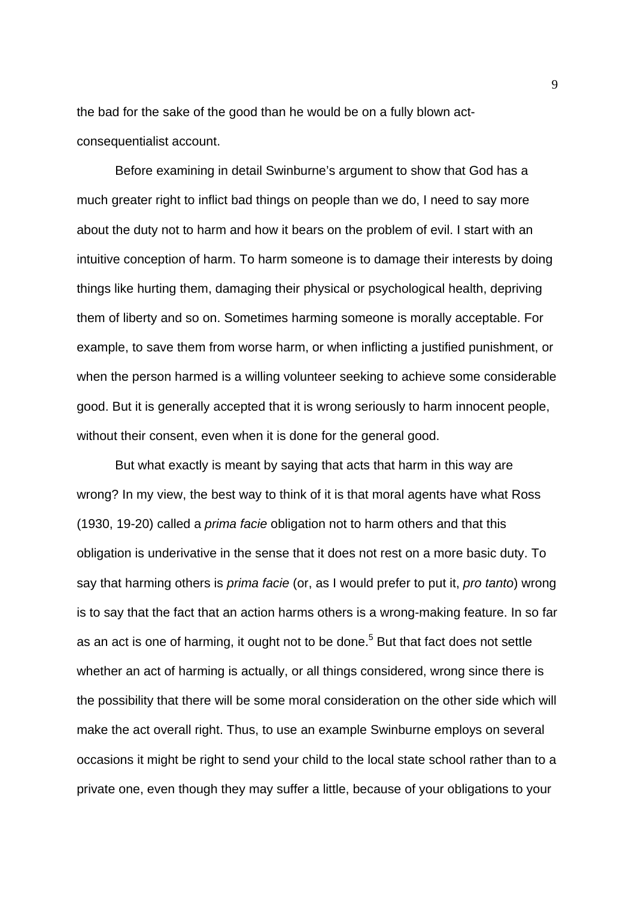the bad for the sake of the good than he would be on a fully blown act-consequentialist account.

Before examining in detail Swinburne's argument to show that God has a much greater right to inflict bad things on people than we do, I need to say more about the duty not to harm and how it bears on the problem of evil. I start with an intuitive conception of harm. To harm someone is to damage their interests by doing things like hurting them, damaging their physical or psychological health, depriving them of liberty and so on. Sometimes harming someone is morally acceptable. For example, to save them from worse harm, or when inflicting a justified punishment, or when the person harmed is a willing volunteer seeking to achieve some considerable good. But it is generally accepted that it is wrong seriously to harm innocent people, without their consent, even when it is done for the general good.

But what exactly is meant by saying that acts that harm in this way are wrong? In my view, the best way to think of it is that moral agents have what Ross (1930, 19-20) called a *prima facie* obligation not to harm others and that this obligation is underivative in the sense that it does not rest on a more basic duty. To say that harming others is *prima facie* (or, as I would prefer to put it, *pro tanto*) wrong is to say that the fact that an action harms others is a wrong-making feature. In so far as an act is one of harming, it ought not to be done.[5] But that fact does not settle whether an act of harming is actually, or all things considered, wrong since there is the possibility that there will be some moral consideration on the other side which will make the act overall right. Thus, to use an example Swinburne employs on several occasions it might be right to send your child to the local state school rather than to a private one, even though they may suffer a little, because of your obligations to your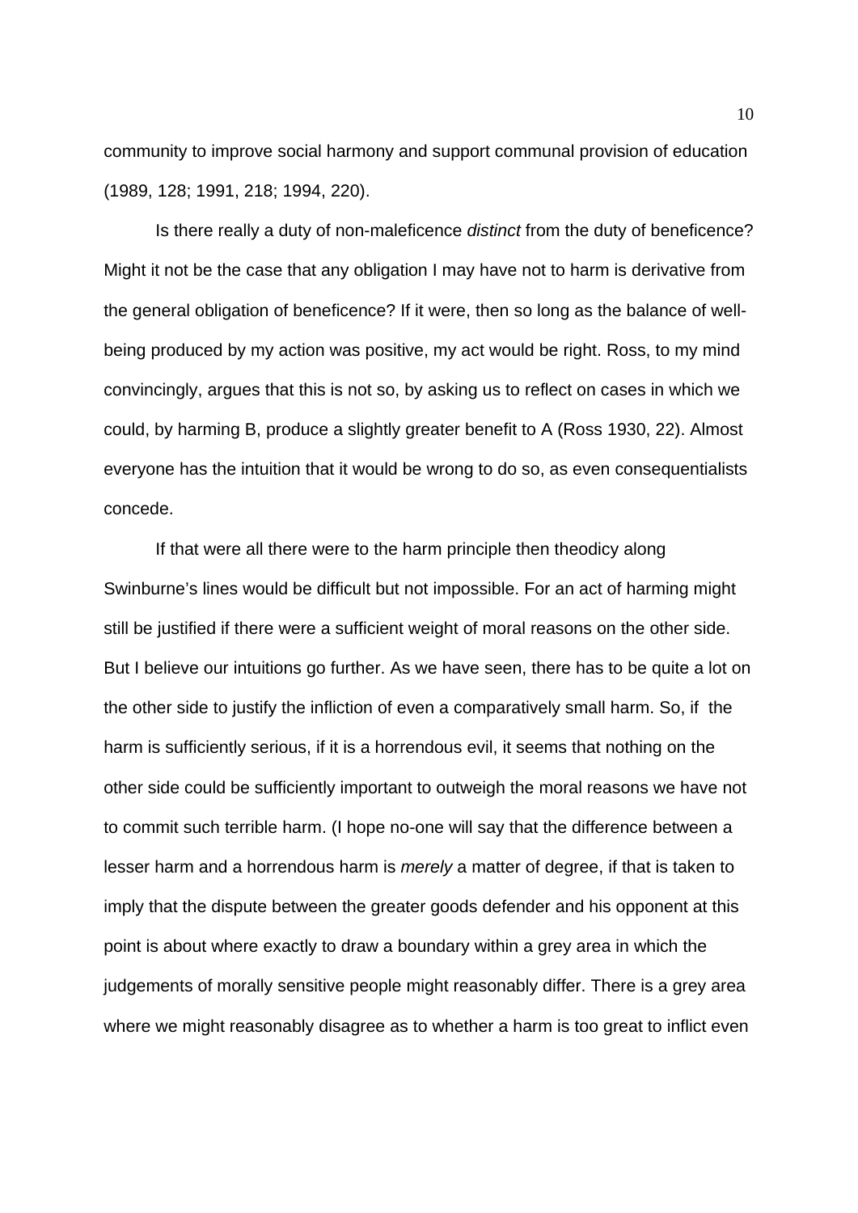community to improve social harmony and support communal provision of education (1989, 128; 1991, 218; 1994, 220).

Is there really a duty of non-maleficence *distinct* from the duty of beneficence? Might it not be the case that any obligation I may have not to harm is derivative from the general obligation of beneficence? If it were, then so long as the balance of well-being produced by my action was positive, my act would be right. Ross, to my mind convincingly, argues that this is not so, by asking us to reflect on cases in which we could, by harming B, produce a slightly greater benefit to A (Ross 1930, 22). Almost everyone has the intuition that it would be wrong to do so, as even consequentialists concede.

If that were all there were to the harm principle then theodicy along Swinburne's lines would be difficult but not impossible. For an act of harming might still be justified if there were a sufficient weight of moral reasons on the other side. But I believe our intuitions go further. As we have seen, there has to be quite a lot on the other side to justify the infliction of even a comparatively small harm. So, if the harm is sufficiently serious, if it is a horrendous evil, it seems that nothing on the other side could be sufficiently important to outweigh the moral reasons we have not to commit such terrible harm. (I hope no-one will say that the difference between a lesser harm and a horrendous harm is *merely* a matter of degree, if that is taken to imply that the dispute between the greater goods defender and his opponent at this point is about where exactly to draw a boundary within a grey area in which the judgements of morally sensitive people might reasonably differ. There is a grey area where we might reasonably disagree as to whether a harm is too great to inflict even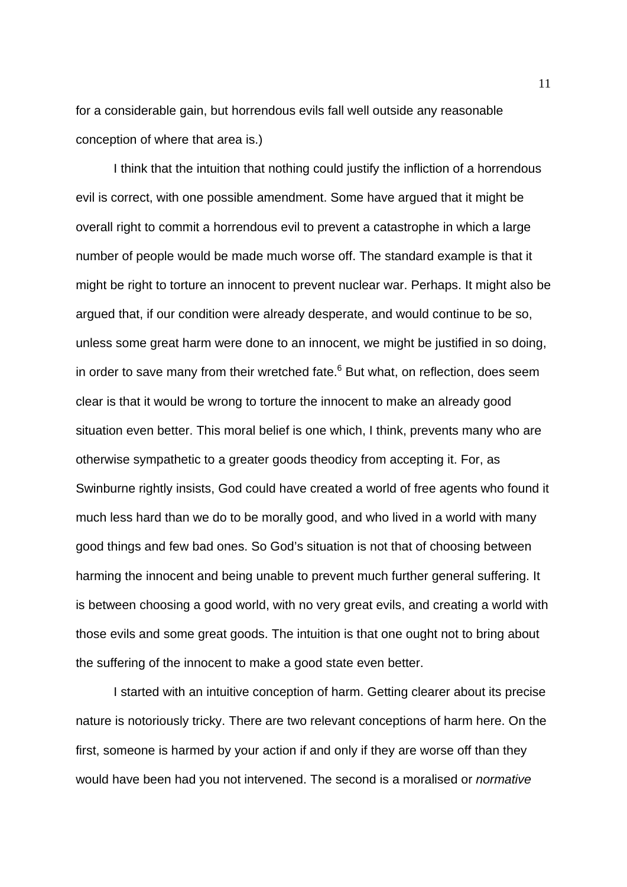for a considerable gain, but horrendous evils fall well outside any reasonable conception of where that area is.)

I think that the intuition that nothing could justify the infliction of a horrendous evil is correct, with one possible amendment. Some have argued that it might be overall right to commit a horrendous evil to prevent a catastrophe in which a large number of people would be made much worse off. The standard example is that it might be right to torture an innocent to prevent nuclear war. Perhaps. It might also be argued that, if our condition were already desperate, and would continue to be so, unless some great harm were done to an innocent, we might be justified in so doing, in order to save many from their wretched fate.[6] But what, on reflection, does seem clear is that it would be wrong to torture the innocent to make an already good situation even better. This moral belief is one which, I think, prevents many who are otherwise sympathetic to a greater goods theodicy from accepting it. For, as Swinburne rightly insists, God could have created a world of free agents who found it much less hard than we do to be morally good, and who lived in a world with many good things and few bad ones. So God's situation is not that of choosing between harming the innocent and being unable to prevent much further general suffering. It is between choosing a good world, with no very great evils, and creating a world with those evils and some great goods. The intuition is that one ought not to bring about the suffering of the innocent to make a good state even better.

I started with an intuitive conception of harm. Getting clearer about its precise nature is notoriously tricky. There are two relevant conceptions of harm here. On the first, someone is harmed by your action if and only if they are worse off than they would have been had you not intervened. The second is a moralised or *normative*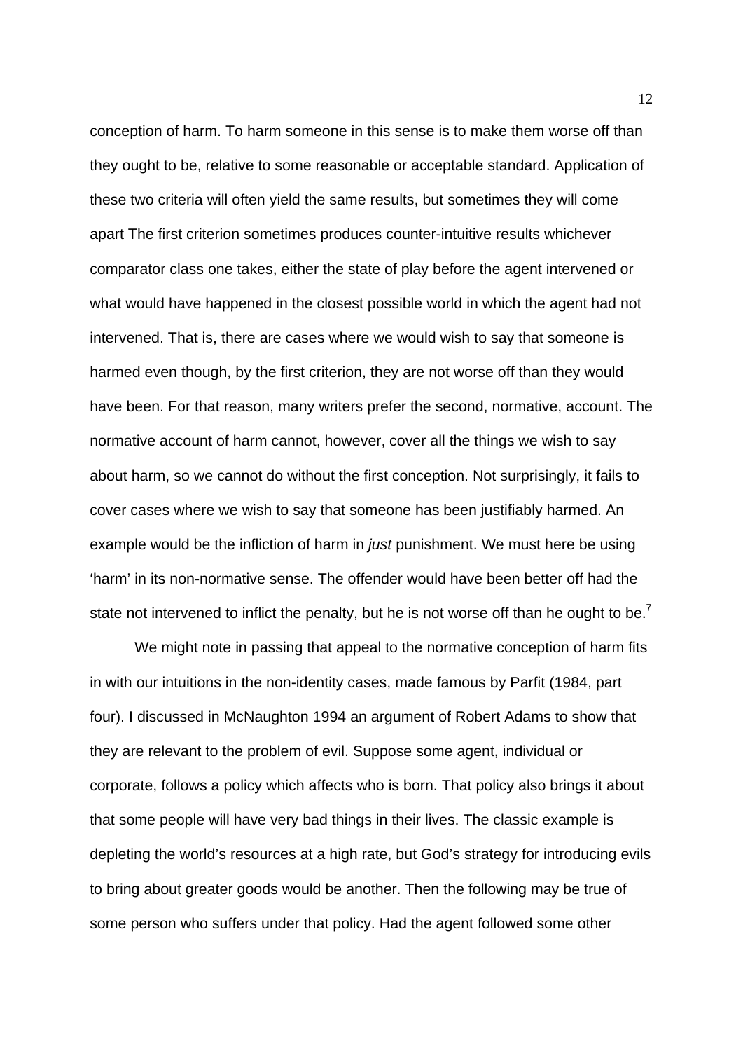conception of harm. To harm someone in this sense is to make them worse off than they ought to be, relative to some reasonable or acceptable standard. Application of these two criteria will often yield the same results, but sometimes they will come apart The first criterion sometimes produces counter-intuitive results whichever comparator class one takes, either the state of play before the agent intervened or what would have happened in the closest possible world in which the agent had not intervened. That is, there are cases where we would wish to say that someone is harmed even though, by the first criterion, they are not worse off than they would have been. For that reason, many writers prefer the second, normative, account. The normative account of harm cannot, however, cover all the things we wish to say about harm, so we cannot do without the first conception. Not surprisingly, it fails to cover cases where we wish to say that someone has been justifiably harmed. An example would be the infliction of harm in *just* punishment. We must here be using 'harm' in its non-normative sense. The offender would have been better off had the state not intervened to inflict the penalty, but he is not worse off than he ought to be.[7]

We might note in passing that appeal to the normative conception of harm fits in with our intuitions in the non-identity cases, made famous by Parfit (1984, part four). I discussed in McNaughton 1994 an argument of Robert Adams to show that they are relevant to the problem of evil. Suppose some agent, individual or corporate, follows a policy which affects who is born. That policy also brings it about that some people will have very bad things in their lives. The classic example is depleting the world's resources at a high rate, but God's strategy for introducing evils to bring about greater goods would be another. Then the following may be true of some person who suffers under that policy. Had the agent followed some other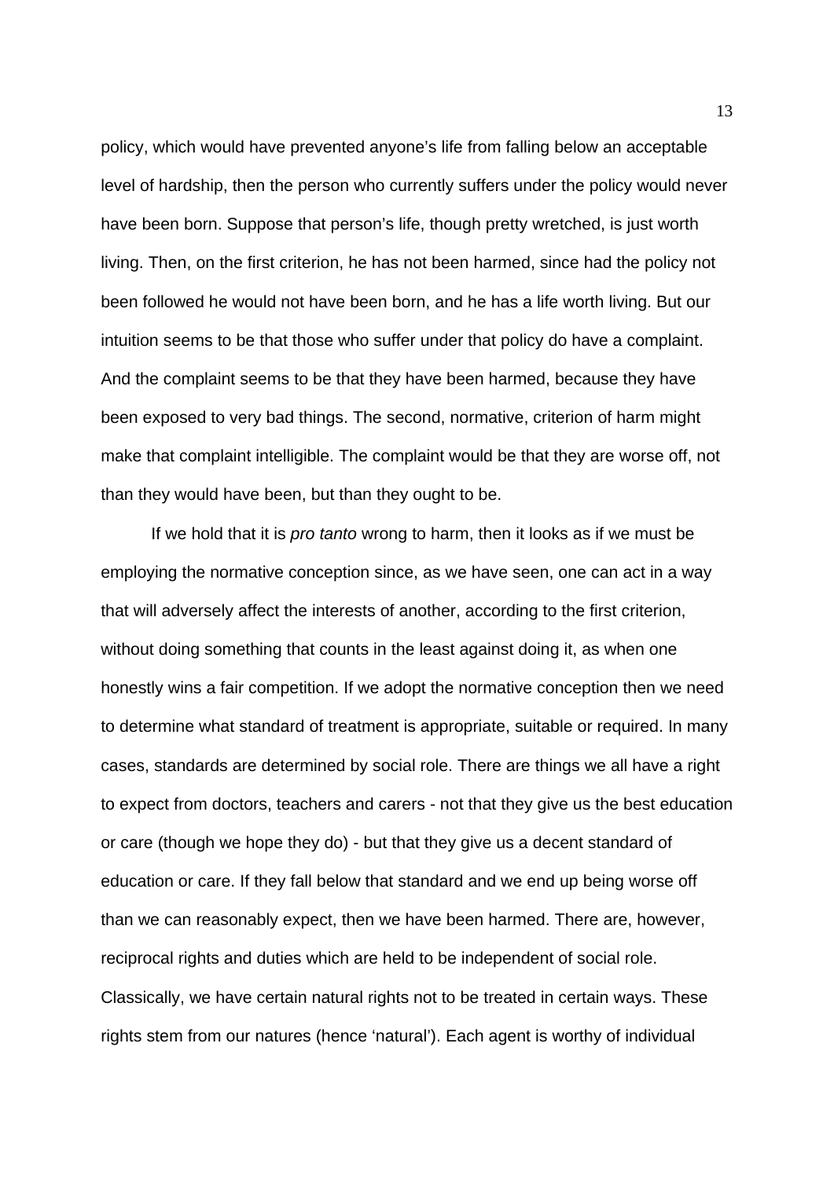policy, which would have prevented anyone's life from falling below an acceptable level of hardship, then the person who currently suffers under the policy would never have been born. Suppose that person's life, though pretty wretched, is just worth living. Then, on the first criterion, he has not been harmed, since had the policy not been followed he would not have been born, and he has a life worth living. But our intuition seems to be that those who suffer under that policy do have a complaint. And the complaint seems to be that they have been harmed, because they have been exposed to very bad things. The second, normative, criterion of harm might make that complaint intelligible. The complaint would be that they are worse off, not than they would have been, but than they ought to be.

If we hold that it is *pro tanto* wrong to harm, then it looks as if we must be employing the normative conception since, as we have seen, one can act in a way that will adversely affect the interests of another, according to the first criterion, without doing something that counts in the least against doing it, as when one honestly wins a fair competition. If we adopt the normative conception then we need to determine what standard of treatment is appropriate, suitable or required. In many cases, standards are determined by social role. There are things we all have a right to expect from doctors, teachers and carers - not that they give us the best education or care (though we hope they do) - but that they give us a decent standard of education or care. If they fall below that standard and we end up being worse off than we can reasonably expect, then we have been harmed. There are, however, reciprocal rights and duties which are held to be independent of social role. Classically, we have certain natural rights not to be treated in certain ways. These rights stem from our natures (hence 'natural'). Each agent is worthy of individual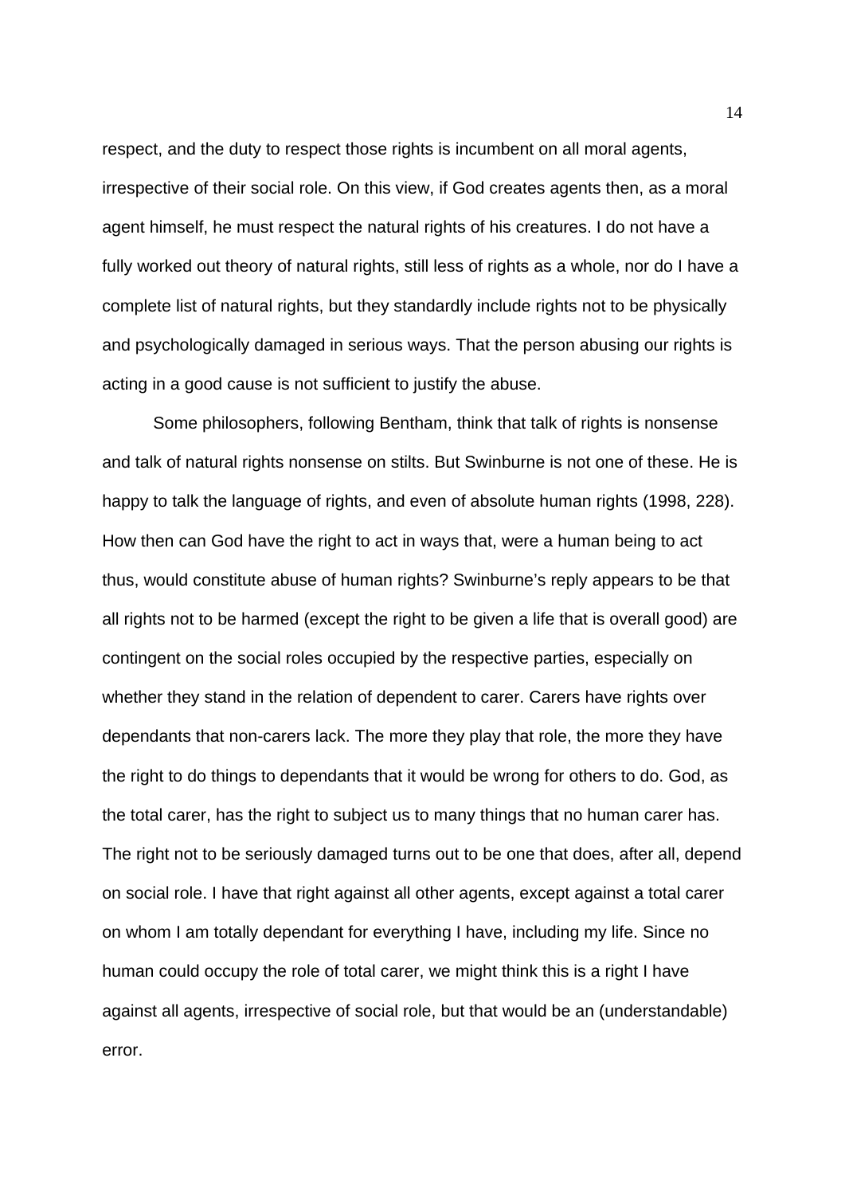respect, and the duty to respect those rights is incumbent on all moral agents, irrespective of their social role. On this view, if God creates agents then, as a moral agent himself, he must respect the natural rights of his creatures. I do not have a fully worked out theory of natural rights, still less of rights as a whole, nor do I have a complete list of natural rights, but they standardly include rights not to be physically and psychologically damaged in serious ways. That the person abusing our rights is acting in a good cause is not sufficient to justify the abuse.

Some philosophers, following Bentham, think that talk of rights is nonsense and talk of natural rights nonsense on stilts. But Swinburne is not one of these. He is happy to talk the language of rights, and even of absolute human rights (1998, 228). How then can God have the right to act in ways that, were a human being to act thus, would constitute abuse of human rights? Swinburne's reply appears to be that all rights not to be harmed (except the right to be given a life that is overall good) are contingent on the social roles occupied by the respective parties, especially on whether they stand in the relation of dependent to carer. Carers have rights over dependants that non-carers lack. The more they play that role, the more they have the right to do things to dependants that it would be wrong for others to do. God, as the total carer, has the right to subject us to many things that no human carer has. The right not to be seriously damaged turns out to be one that does, after all, depend on social role. I have that right against all other agents, except against a total carer on whom I am totally dependant for everything I have, including my life. Since no human could occupy the role of total carer, we might think this is a right I have against all agents, irrespective of social role, but that would be an (understandable) error.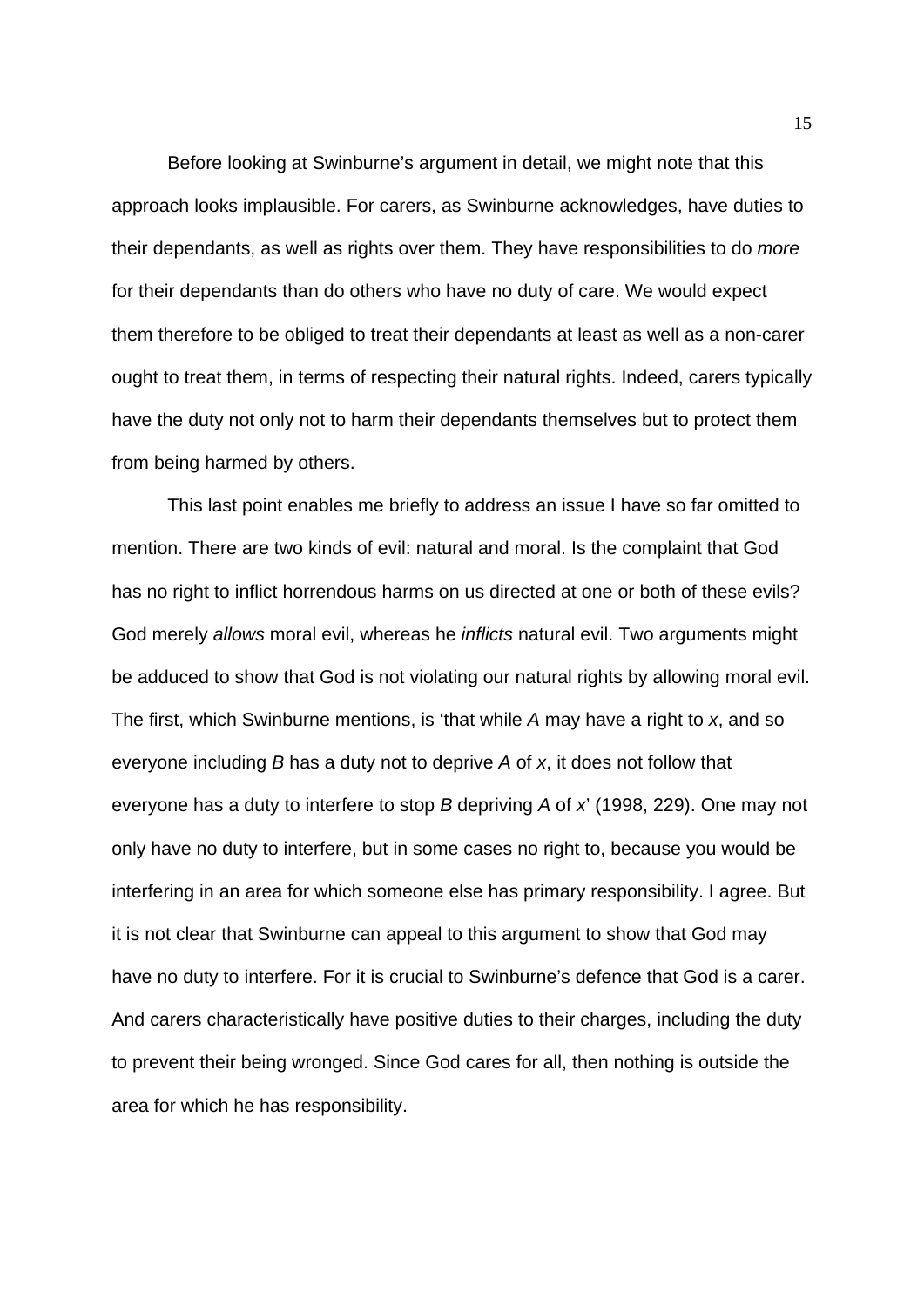Before looking at Swinburne’s argument in detail, we might note that this approach looks implausible. For carers, as Swinburne acknowledges, have duties to their dependants, as well as rights over them. They have responsibilities to do *more* for their dependants than do others who have no duty of care. We would expect them therefore to be obliged to treat their dependants at least as well as a non-carer ought to treat them, in terms of respecting their natural rights. Indeed, carers typically have the duty not only not to harm their dependants themselves but to protect them from being harmed by others.

This last point enables me briefly to address an issue I have so far omitted to mention. There are two kinds of evil: natural and moral. Is the complaint that God has no right to inflict horrendous harms on us directed at one or both of these evils? God merely *allows* moral evil, whereas he *inflicts* natural evil. Two arguments might be adduced to show that God is not violating our natural rights by allowing moral evil. The first, which Swinburne mentions, is ‘that while *A* may have a right to *x*, and so everyone including *B* has a duty not to deprive *A* of *x*, it does not follow that everyone has a duty to interfere to stop *B* depriving *A* of *x*’ (1998, 229). One may not only have no duty to interfere, but in some cases no right to, because you would be interfering in an area for which someone else has primary responsibility. I agree. But it is not clear that Swinburne can appeal to this argument to show that God may have no duty to interfere. For it is crucial to Swinburne’s defence that God is a carer. And carers characteristically have positive duties to their charges, including the duty to prevent their being wronged. Since God cares for all, then nothing is outside the area for which he has responsibility.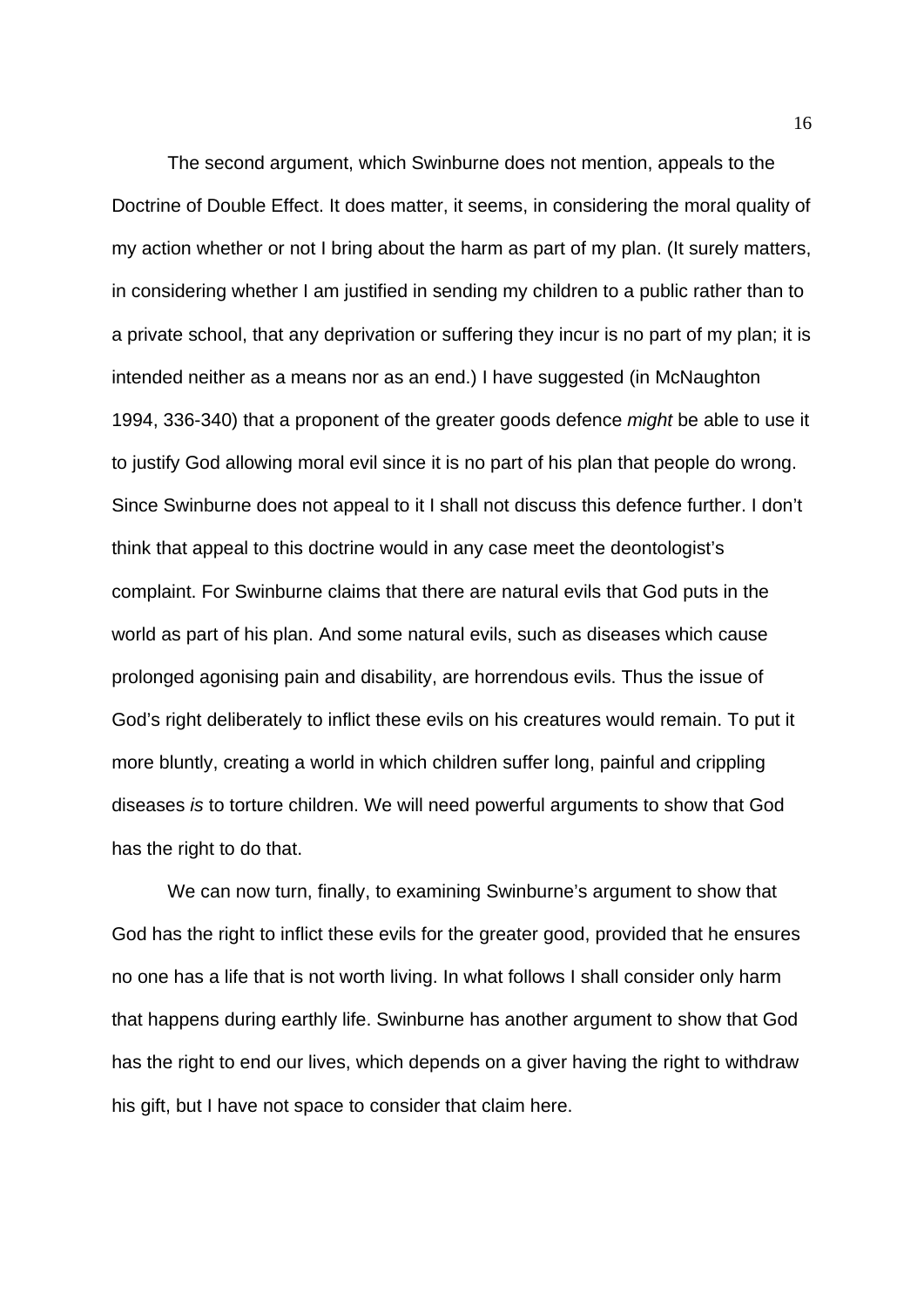The second argument, which Swinburne does not mention, appeals to the Doctrine of Double Effect. It does matter, it seems, in considering the moral quality of my action whether or not I bring about the harm as part of my plan. (It surely matters, in considering whether I am justified in sending my children to a public rather than to a private school, that any deprivation or suffering they incur is no part of my plan; it is intended neither as a means nor as an end.) I have suggested (in McNaughton 1994, 336-340) that a proponent of the greater goods defence *might* be able to use it to justify God allowing moral evil since it is no part of his plan that people do wrong. Since Swinburne does not appeal to it I shall not discuss this defence further. I don't think that appeal to this doctrine would in any case meet the deontologist's complaint. For Swinburne claims that there are natural evils that God puts in the world as part of his plan. And some natural evils, such as diseases which cause prolonged agonising pain and disability, are horrendous evils. Thus the issue of God's right deliberately to inflict these evils on his creatures would remain. To put it more bluntly, creating a world in which children suffer long, painful and crippling diseases *is* to torture children. We will need powerful arguments to show that God has the right to do that.

We can now turn, finally, to examining Swinburne's argument to show that God has the right to inflict these evils for the greater good, provided that he ensures no one has a life that is not worth living. In what follows I shall consider only harm that happens during earthly life. Swinburne has another argument to show that God has the right to end our lives, which depends on a giver having the right to withdraw his gift, but I have not space to consider that claim here.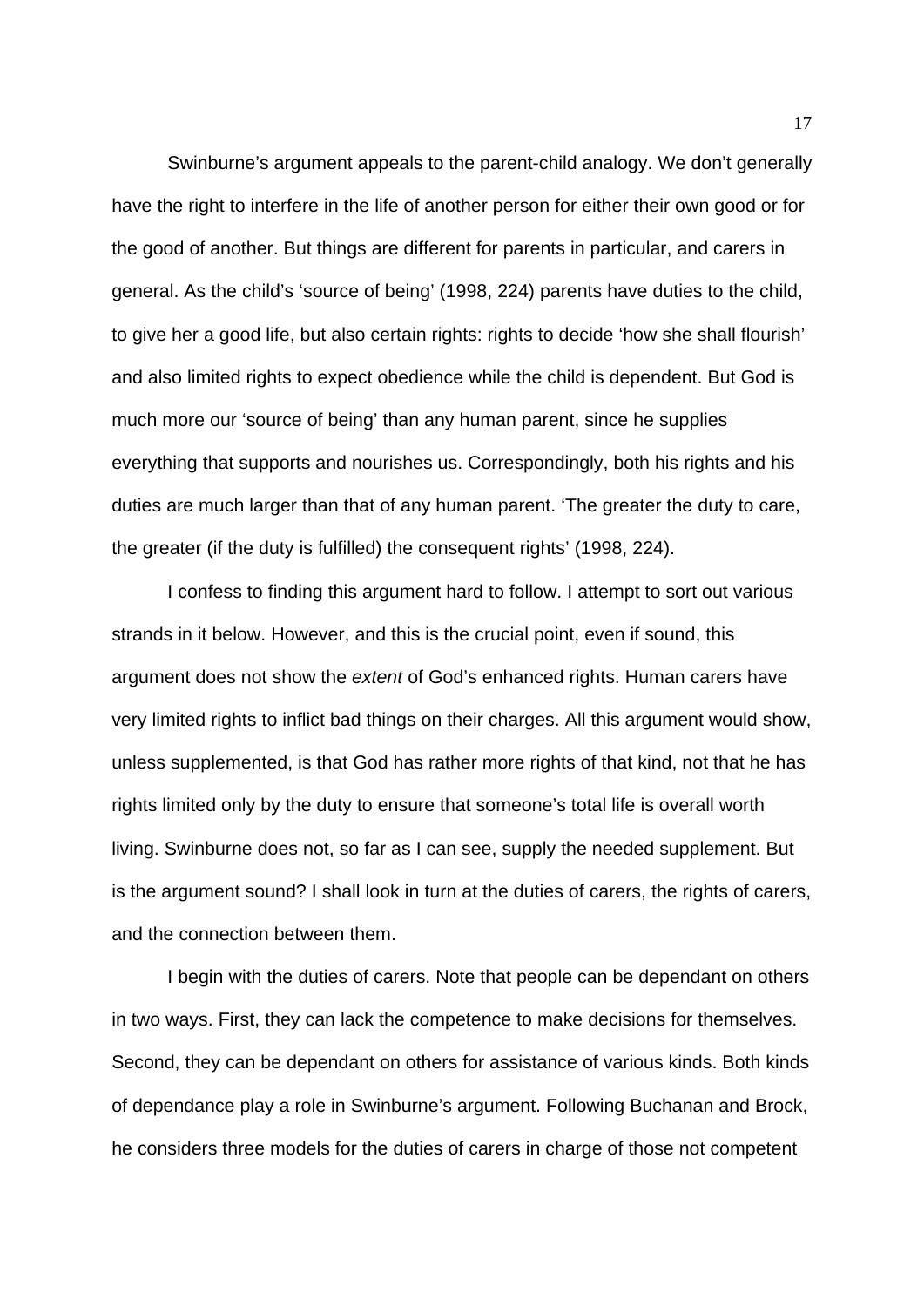Swinburne's argument appeals to the parent-child analogy. We don't generally have the right to interfere in the life of another person for either their own good or for the good of another. But things are different for parents in particular, and carers in general. As the child's 'source of being' (1998, 224) parents have duties to the child, to give her a good life, but also certain rights: rights to decide 'how she shall flourish' and also limited rights to expect obedience while the child is dependent. But God is much more our 'source of being' than any human parent, since he supplies everything that supports and nourishes us. Correspondingly, both his rights and his duties are much larger than that of any human parent. 'The greater the duty to care, the greater (if the duty is fulfilled) the consequent rights' (1998, 224).

I confess to finding this argument hard to follow. I attempt to sort out various strands in it below. However, and this is the crucial point, even if sound, this argument does not show the *extent* of God's enhanced rights. Human carers have very limited rights to inflict bad things on their charges. All this argument would show, unless supplemented, is that God has rather more rights of that kind, not that he has rights limited only by the duty to ensure that someone's total life is overall worth living. Swinburne does not, so far as I can see, supply the needed supplement. But is the argument sound? I shall look in turn at the duties of carers, the rights of carers, and the connection between them.

I begin with the duties of carers. Note that people can be dependant on others in two ways. First, they can lack the competence to make decisions for themselves. Second, they can be dependant on others for assistance of various kinds. Both kinds of dependance play a role in Swinburne's argument. Following Buchanan and Brock, he considers three models for the duties of carers in charge of those not competent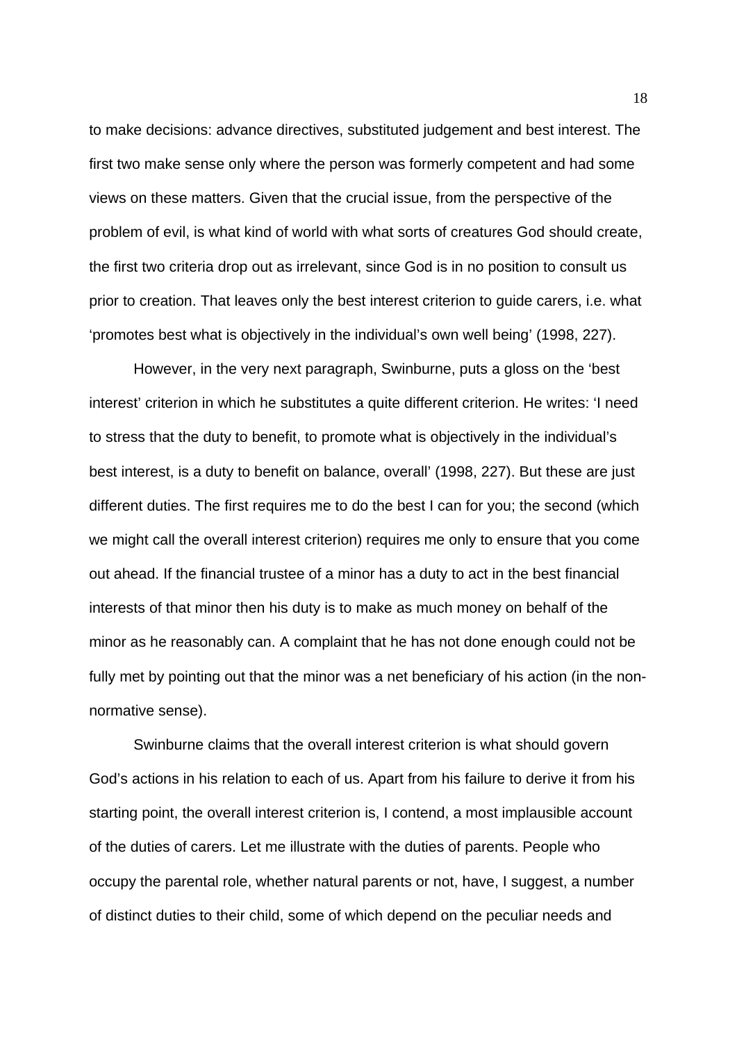to make decisions: advance directives, substituted judgement and best interest. The first two make sense only where the person was formerly competent and had some views on these matters. Given that the crucial issue, from the perspective of the problem of evil, is what kind of world with what sorts of creatures God should create, the first two criteria drop out as irrelevant, since God is in no position to consult us prior to creation. That leaves only the best interest criterion to guide carers, i.e. what 'promotes best what is objectively in the individual's own well being' (1998, 227).

However, in the very next paragraph, Swinburne, puts a gloss on the 'best interest' criterion in which he substitutes a quite different criterion. He writes: 'I need to stress that the duty to benefit, to promote what is objectively in the individual's best interest, is a duty to benefit on balance, overall' (1998, 227). But these are just different duties. The first requires me to do the best I can for you; the second (which we might call the overall interest criterion) requires me only to ensure that you come out ahead. If the financial trustee of a minor has a duty to act in the best financial interests of that minor then his duty is to make as much money on behalf of the minor as he reasonably can. A complaint that he has not done enough could not be fully met by pointing out that the minor was a net beneficiary of his action (in the non-normative sense).

Swinburne claims that the overall interest criterion is what should govern God's actions in his relation to each of us. Apart from his failure to derive it from his starting point, the overall interest criterion is, I contend, a most implausible account of the duties of carers. Let me illustrate with the duties of parents. People who occupy the parental role, whether natural parents or not, have, I suggest, a number of distinct duties to their child, some of which depend on the peculiar needs and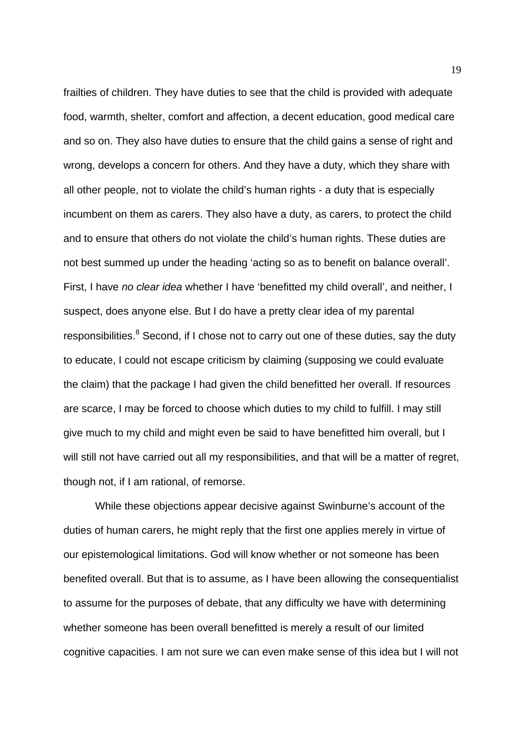frailties of children. They have duties to see that the child is provided with adequate food, warmth, shelter, comfort and affection, a decent education, good medical care and so on. They also have duties to ensure that the child gains a sense of right and wrong, develops a concern for others. And they have a duty, which they share with all other people, not to violate the child's human rights - a duty that is especially incumbent on them as carers. They also have a duty, as carers, to protect the child and to ensure that others do not violate the child's human rights. These duties are not best summed up under the heading 'acting so as to benefit on balance overall'. First, I have *no clear idea* whether I have 'benefitted my child overall', and neither, I suspect, does anyone else. But I do have a pretty clear idea of my parental responsibilities.[8] Second, if I chose not to carry out one of these duties, say the duty to educate, I could not escape criticism by claiming (supposing we could evaluate the claim) that the package I had given the child benefitted her overall. If resources are scarce, I may be forced to choose which duties to my child to fulfill. I may still give much to my child and might even be said to have benefitted him overall, but I will still not have carried out all my responsibilities, and that will be a matter of regret, though not, if I am rational, of remorse.

While these objections appear decisive against Swinburne's account of the duties of human carers, he might reply that the first one applies merely in virtue of our epistemological limitations. God will know whether or not someone has been benefited overall. But that is to assume, as I have been allowing the consequentialist to assume for the purposes of debate, that any difficulty we have with determining whether someone has been overall benefitted is merely a result of our limited cognitive capacities. I am not sure we can even make sense of this idea but I will not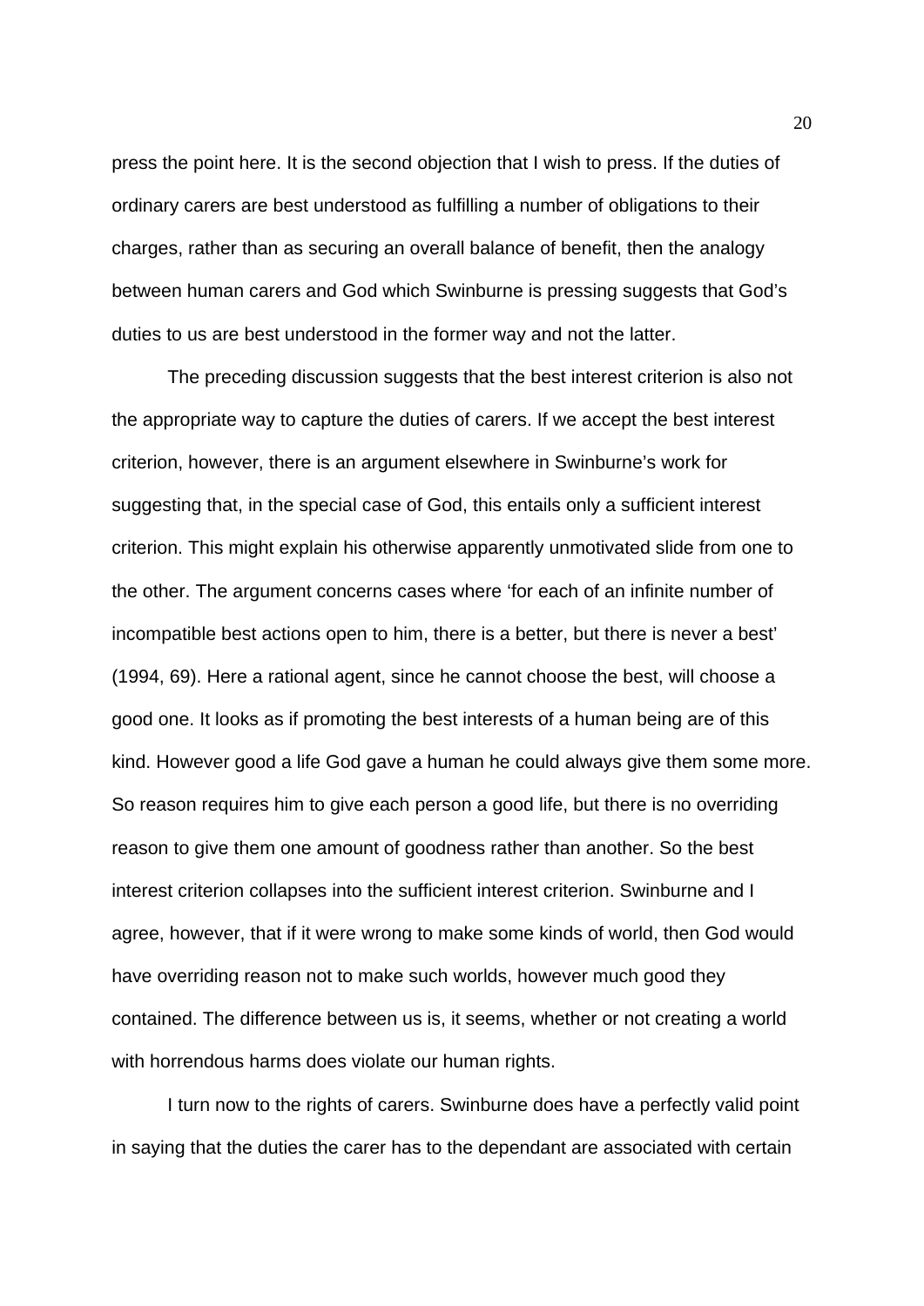press the point here. It is the second objection that I wish to press. If the duties of ordinary carers are best understood as fulfilling a number of obligations to their charges, rather than as securing an overall balance of benefit, then the analogy between human carers and God which Swinburne is pressing suggests that God's duties to us are best understood in the former way and not the latter.

The preceding discussion suggests that the best interest criterion is also not the appropriate way to capture the duties of carers. If we accept the best interest criterion, however, there is an argument elsewhere in Swinburne's work for suggesting that, in the special case of God, this entails only a sufficient interest criterion. This might explain his otherwise apparently unmotivated slide from one to the other. The argument concerns cases where 'for each of an infinite number of incompatible best actions open to him, there is a better, but there is never a best' (1994, 69). Here a rational agent, since he cannot choose the best, will choose a good one. It looks as if promoting the best interests of a human being are of this kind. However good a life God gave a human he could always give them some more. So reason requires him to give each person a good life, but there is no overriding reason to give them one amount of goodness rather than another. So the best interest criterion collapses into the sufficient interest criterion. Swinburne and I agree, however, that if it were wrong to make some kinds of world, then God would have overriding reason not to make such worlds, however much good they contained. The difference between us is, it seems, whether or not creating a world with horrendous harms does violate our human rights.

I turn now to the rights of carers. Swinburne does have a perfectly valid point in saying that the duties the carer has to the dependant are associated with certain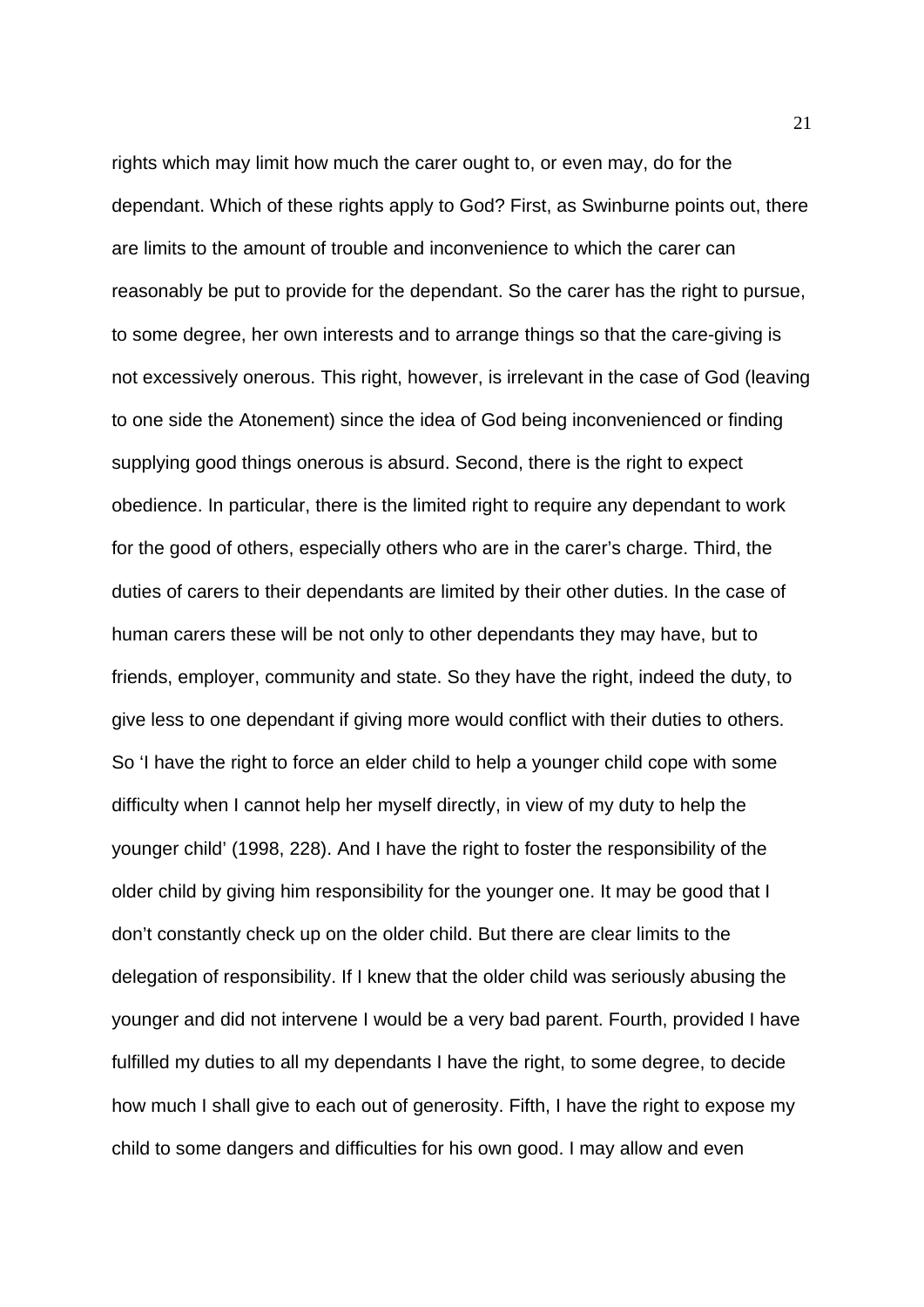rights which may limit how much the carer ought to, or even may, do for the dependant. Which of these rights apply to God? First, as Swinburne points out, there are limits to the amount of trouble and inconvenience to which the carer can reasonably be put to provide for the dependant. So the carer has the right to pursue, to some degree, her own interests and to arrange things so that the care-giving is not excessively onerous. This right, however, is irrelevant in the case of God (leaving to one side the Atonement) since the idea of God being inconvenienced or finding supplying good things onerous is absurd. Second, there is the right to expect obedience. In particular, there is the limited right to require any dependant to work for the good of others, especially others who are in the carer's charge. Third, the duties of carers to their dependants are limited by their other duties. In the case of human carers these will be not only to other dependants they may have, but to friends, employer, community and state. So they have the right, indeed the duty, to give less to one dependant if giving more would conflict with their duties to others. So 'I have the right to force an elder child to help a younger child cope with some difficulty when I cannot help her myself directly, in view of my duty to help the younger child' (1998, 228). And I have the right to foster the responsibility of the older child by giving him responsibility for the younger one. It may be good that I don't constantly check up on the older child. But there are clear limits to the delegation of responsibility. If I knew that the older child was seriously abusing the younger and did not intervene I would be a very bad parent. Fourth, provided I have fulfilled my duties to all my dependants I have the right, to some degree, to decide how much I shall give to each out of generosity. Fifth, I have the right to expose my child to some dangers and difficulties for his own good. I may allow and even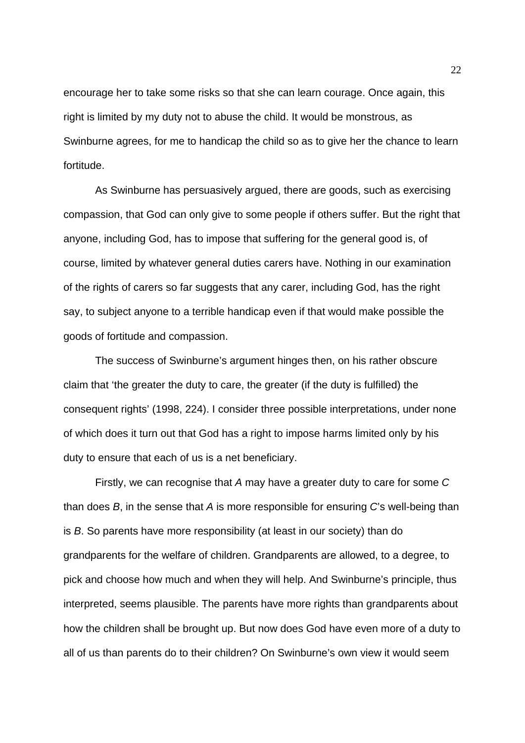encourage her to take some risks so that she can learn courage. Once again, this right is limited by my duty not to abuse the child. It would be monstrous, as Swinburne agrees, for me to handicap the child so as to give her the chance to learn fortitude.

As Swinburne has persuasively argued, there are goods, such as exercising compassion, that God can only give to some people if others suffer. But the right that anyone, including God, has to impose that suffering for the general good is, of course, limited by whatever general duties carers have. Nothing in our examination of the rights of carers so far suggests that any carer, including God, has the right say, to subject anyone to a terrible handicap even if that would make possible the goods of fortitude and compassion.

The success of Swinburne's argument hinges then, on his rather obscure claim that 'the greater the duty to care, the greater (if the duty is fulfilled) the consequent rights' (1998, 224). I consider three possible interpretations, under none of which does it turn out that God has a right to impose harms limited only by his duty to ensure that each of us is a net beneficiary.

Firstly, we can recognise that *A* may have a greater duty to care for some *C* than does *B*, in the sense that *A* is more responsible for ensuring *C*'s well-being than is *B*. So parents have more responsibility (at least in our society) than do grandparents for the welfare of children. Grandparents are allowed, to a degree, to pick and choose how much and when they will help. And Swinburne's principle, thus interpreted, seems plausible. The parents have more rights than grandparents about how the children shall be brought up. But now does God have even more of a duty to all of us than parents do to their children? On Swinburne's own view it would seem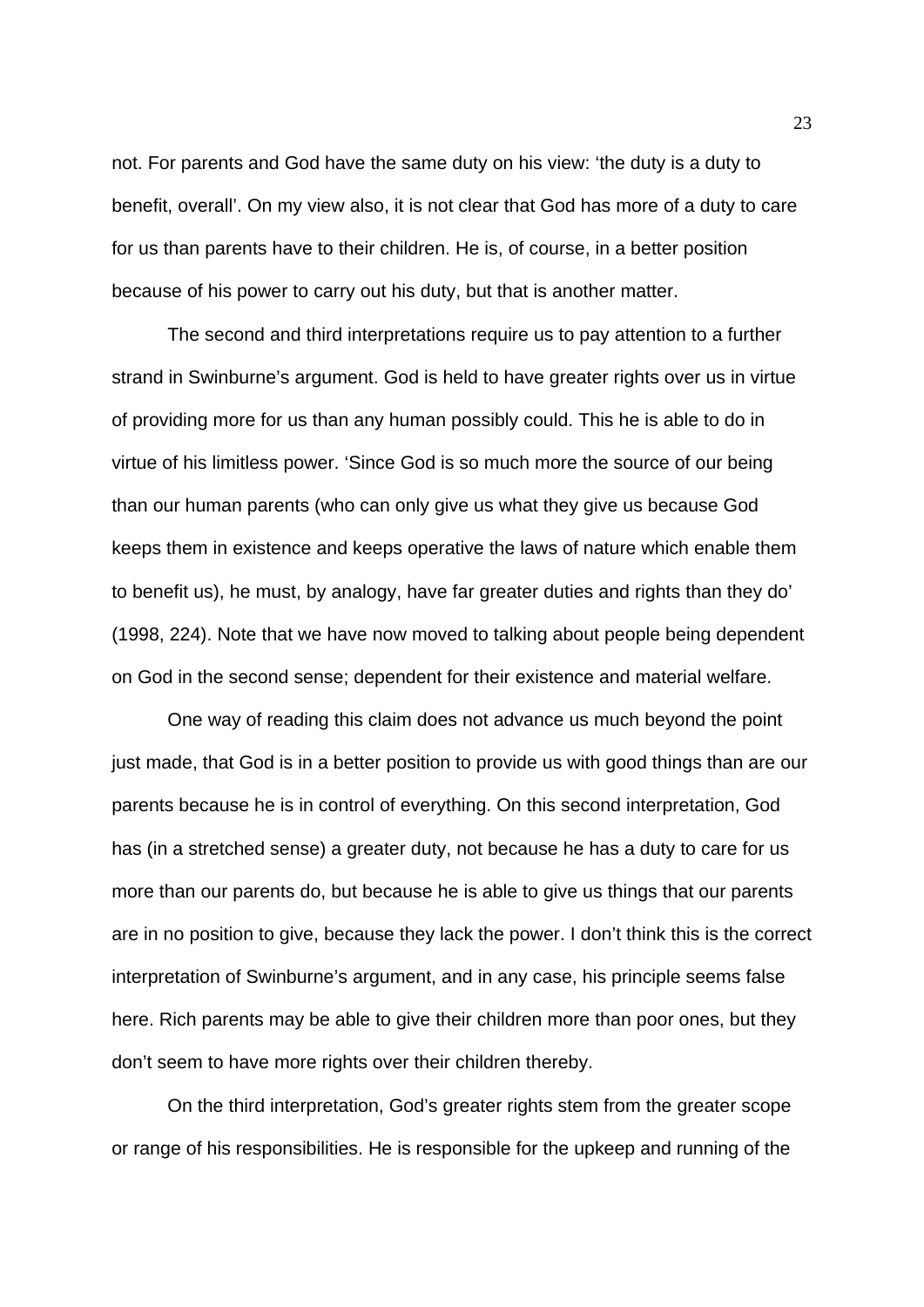not. For parents and God have the same duty on his view: 'the duty is a duty to benefit, overall'. On my view also, it is not clear that God has more of a duty to care for us than parents have to their children. He is, of course, in a better position because of his power to carry out his duty, but that is another matter.

The second and third interpretations require us to pay attention to a further strand in Swinburne's argument. God is held to have greater rights over us in virtue of providing more for us than any human possibly could. This he is able to do in virtue of his limitless power. 'Since God is so much more the source of our being than our human parents (who can only give us what they give us because God keeps them in existence and keeps operative the laws of nature which enable them to benefit us), he must, by analogy, have far greater duties and rights than they do' (1998, 224). Note that we have now moved to talking about people being dependent on God in the second sense; dependent for their existence and material welfare.

One way of reading this claim does not advance us much beyond the point just made, that God is in a better position to provide us with good things than are our parents because he is in control of everything. On this second interpretation, God has (in a stretched sense) a greater duty, not because he has a duty to care for us more than our parents do, but because he is able to give us things that our parents are in no position to give, because they lack the power. I don't think this is the correct interpretation of Swinburne's argument, and in any case, his principle seems false here. Rich parents may be able to give their children more than poor ones, but they don't seem to have more rights over their children thereby.

On the third interpretation, God's greater rights stem from the greater scope or range of his responsibilities. He is responsible for the upkeep and running of the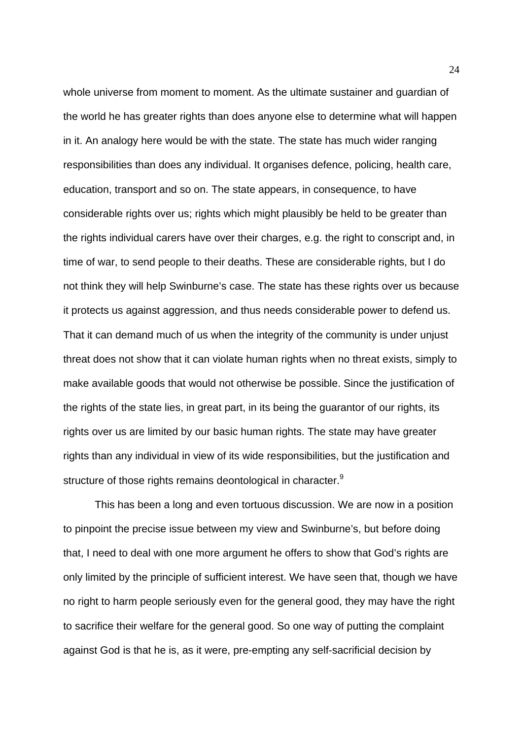whole universe from moment to moment. As the ultimate sustainer and guardian of the world he has greater rights than does anyone else to determine what will happen in it. An analogy here would be with the state. The state has much wider ranging responsibilities than does any individual. It organises defence, policing, health care, education, transport and so on. The state appears, in consequence, to have considerable rights over us; rights which might plausibly be held to be greater than the rights individual carers have over their charges, e.g. the right to conscript and, in time of war, to send people to their deaths. These are considerable rights, but I do not think they will help Swinburne's case. The state has these rights over us because it protects us against aggression, and thus needs considerable power to defend us. That it can demand much of us when the integrity of the community is under unjust threat does not show that it can violate human rights when no threat exists, simply to make available goods that would not otherwise be possible. Since the justification of the rights of the state lies, in great part, in its being the guarantor of our rights, its rights over us are limited by our basic human rights. The state may have greater rights than any individual in view of its wide responsibilities, but the justification and structure of those rights remains deontological in character.[9]

This has been a long and even tortuous discussion. We are now in a position to pinpoint the precise issue between my view and Swinburne's, but before doing that, I need to deal with one more argument he offers to show that God's rights are only limited by the principle of sufficient interest. We have seen that, though we have no right to harm people seriously even for the general good, they may have the right to sacrifice their welfare for the general good. So one way of putting the complaint against God is that he is, as it were, pre-empting any self-sacrificial decision by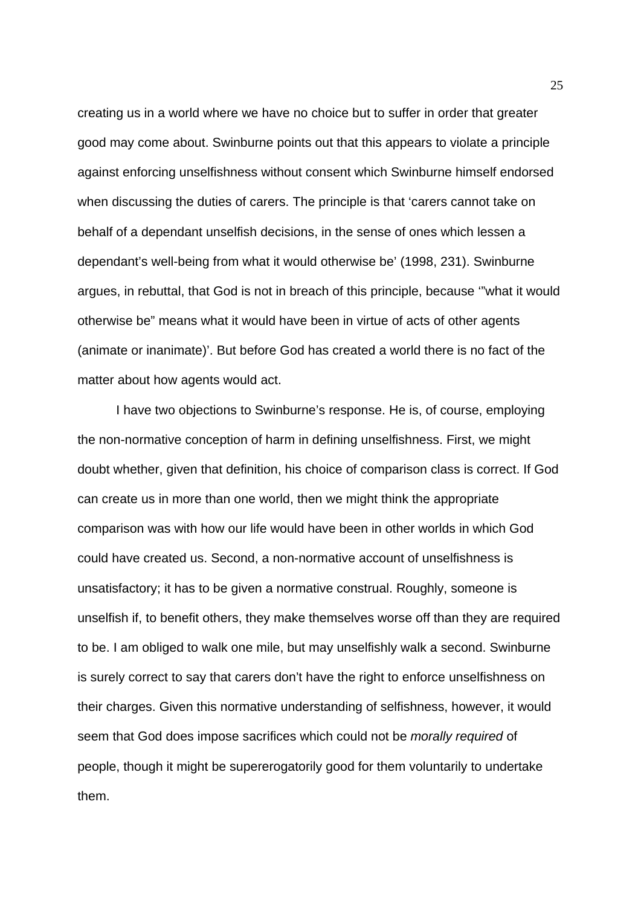creating us in a world where we have no choice but to suffer in order that greater good may come about. Swinburne points out that this appears to violate a principle against enforcing unselfishness without consent which Swinburne himself endorsed when discussing the duties of carers. The principle is that ‘carers cannot take on behalf of a dependant unselfish decisions, in the sense of ones which lessen a dependant’s well-being from what it would otherwise be’ (1998, 231). Swinburne argues, in rebuttal, that God is not in breach of this principle, because ‘”what it would otherwise be” means what it would have been in virtue of acts of other agents (animate or inanimate)’. But before God has created a world there is no fact of the matter about how agents would act.

I have two objections to Swinburne’s response. He is, of course, employing the non-normative conception of harm in defining unselfishness. First, we might doubt whether, given that definition, his choice of comparison class is correct. If God can create us in more than one world, then we might think the appropriate comparison was with how our life would have been in other worlds in which God could have created us. Second, a non-normative account of unselfishness is unsatisfactory; it has to be given a normative construal. Roughly, someone is unselfish if, to benefit others, they make themselves worse off than they are required to be. I am obliged to walk one mile, but may unselfishly walk a second. Swinburne is surely correct to say that carers don’t have the right to enforce unselfishness on their charges. Given this normative understanding of selfishness, however, it would seem that God does impose sacrifices which could not be *morally required* of people, though it might be supererogatorily good for them voluntarily to undertake them.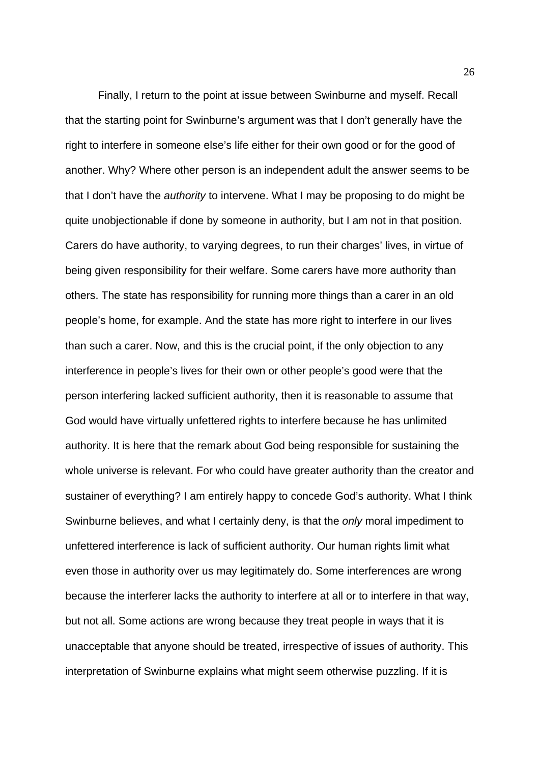Finally, I return to the point at issue between Swinburne and myself. Recall that the starting point for Swinburne's argument was that I don't generally have the right to interfere in someone else's life either for their own good or for the good of another. Why? Where other person is an independent adult the answer seems to be that I don't have the *authority* to intervene. What I may be proposing to do might be quite unobjectionable if done by someone in authority, but I am not in that position. Carers do have authority, to varying degrees, to run their charges' lives, in virtue of being given responsibility for their welfare. Some carers have more authority than others. The state has responsibility for running more things than a carer in an old people's home, for example. And the state has more right to interfere in our lives than such a carer. Now, and this is the crucial point, if the only objection to any interference in people's lives for their own or other people's good were that the person interfering lacked sufficient authority, then it is reasonable to assume that God would have virtually unfettered rights to interfere because he has unlimited authority. It is here that the remark about God being responsible for sustaining the whole universe is relevant. For who could have greater authority than the creator and sustainer of everything? I am entirely happy to concede God's authority. What I think Swinburne believes, and what I certainly deny, is that the *only* moral impediment to unfettered interference is lack of sufficient authority. Our human rights limit what even those in authority over us may legitimately do. Some interferences are wrong because the interferer lacks the authority to interfere at all or to interfere in that way, but not all. Some actions are wrong because they treat people in ways that it is unacceptable that anyone should be treated, irrespective of issues of authority. This interpretation of Swinburne explains what might seem otherwise puzzling. If it is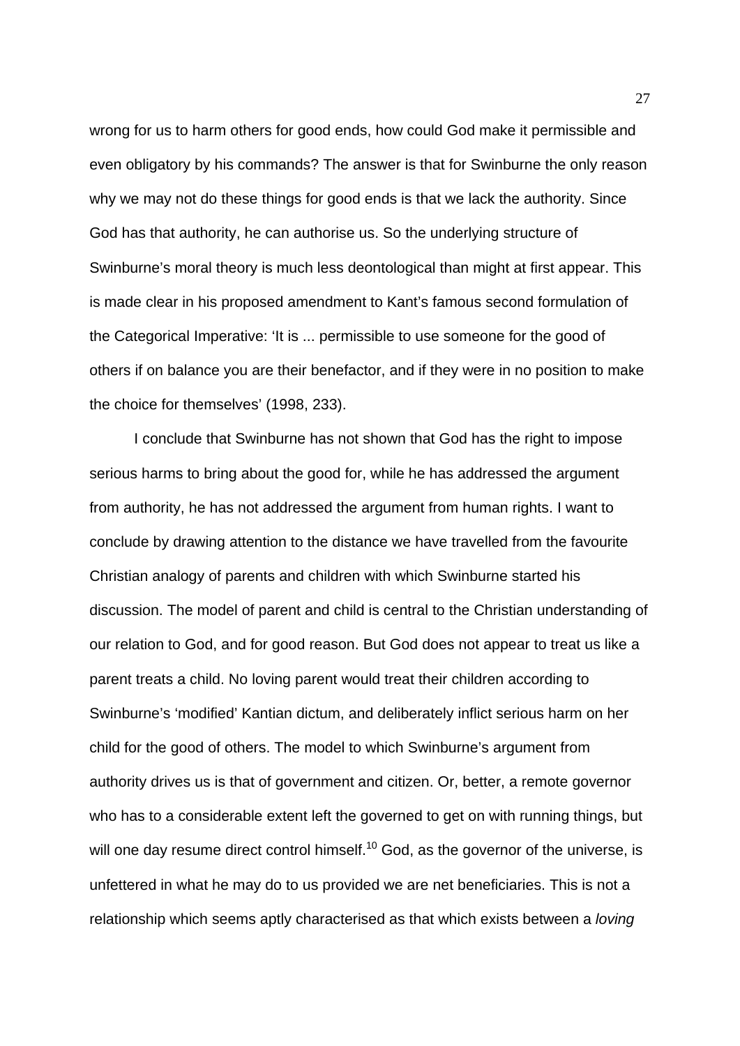wrong for us to harm others for good ends, how could God make it permissible and even obligatory by his commands? The answer is that for Swinburne the only reason why we may not do these things for good ends is that we lack the authority. Since God has that authority, he can authorise us. So the underlying structure of Swinburne's moral theory is much less deontological than might at first appear. This is made clear in his proposed amendment to Kant's famous second formulation of the Categorical Imperative: 'It is ... permissible to use someone for the good of others if on balance you are their benefactor, and if they were in no position to make the choice for themselves' (1998, 233).

I conclude that Swinburne has not shown that God has the right to impose serious harms to bring about the good for, while he has addressed the argument from authority, he has not addressed the argument from human rights. I want to conclude by drawing attention to the distance we have travelled from the favourite Christian analogy of parents and children with which Swinburne started his discussion. The model of parent and child is central to the Christian understanding of our relation to God, and for good reason. But God does not appear to treat us like a parent treats a child. No loving parent would treat their children according to Swinburne's 'modified' Kantian dictum, and deliberately inflict serious harm on her child for the good of others. The model to which Swinburne's argument from authority drives us is that of government and citizen. Or, better, a remote governor who has to a considerable extent left the governed to get on with running things, but will one day resume direct control himself.[10] God, as the governor of the universe, is unfettered in what he may do to us provided we are net beneficiaries. This is not a relationship which seems aptly characterised as that which exists between a *loving*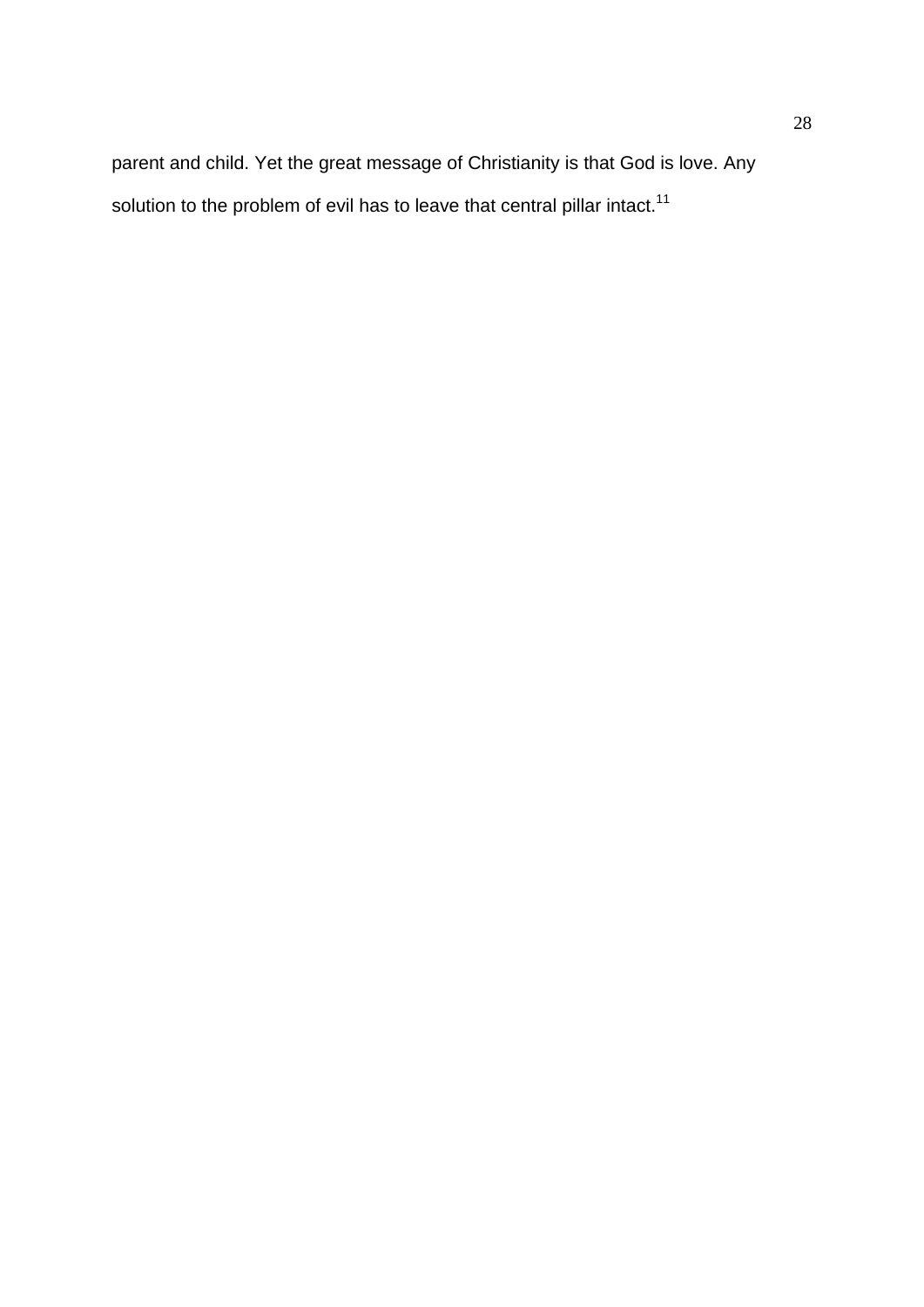parent and child. Yet the great message of Christianity is that God is love. Any solution to the problem of evil has to leave that central pillar intact.[11]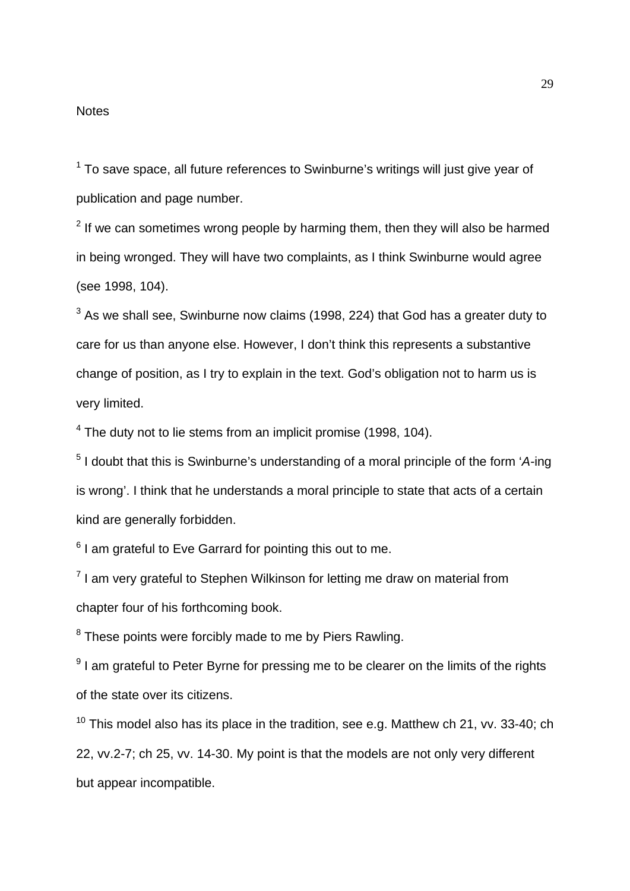Notes

[1] To save space, all future references to Swinburne's writings will just give year of publication and page number.

[2] If we can sometimes wrong people by harming them, then they will also be harmed in being wronged. They will have two complaints, as I think Swinburne would agree (see 1998, 104).

[3] As we shall see, Swinburne now claims (1998, 224) that God has a greater duty to care for us than anyone else. However, I don't think this represents a substantive change of position, as I try to explain in the text. God's obligation not to harm us is very limited.

[4] The duty not to lie stems from an implicit promise (1998, 104).

[5] I doubt that this is Swinburne's understanding of a moral principle of the form '*A*-ing is wrong'. I think that he understands a moral principle to state that acts of a certain kind are generally forbidden.

[6] I am grateful to Eve Garrard for pointing this out to me.

[7] I am very grateful to Stephen Wilkinson for letting me draw on material from chapter four of his forthcoming book.

[8] These points were forcibly made to me by Piers Rawling.

[9] I am grateful to Peter Byrne for pressing me to be clearer on the limits of the rights of the state over its citizens.

[10] This model also has its place in the tradition, see e.g. Matthew ch 21, vv. 33-40; ch 22, vv.2-7; ch 25, vv. 14-30. My point is that the models are not only very different but appear incompatible.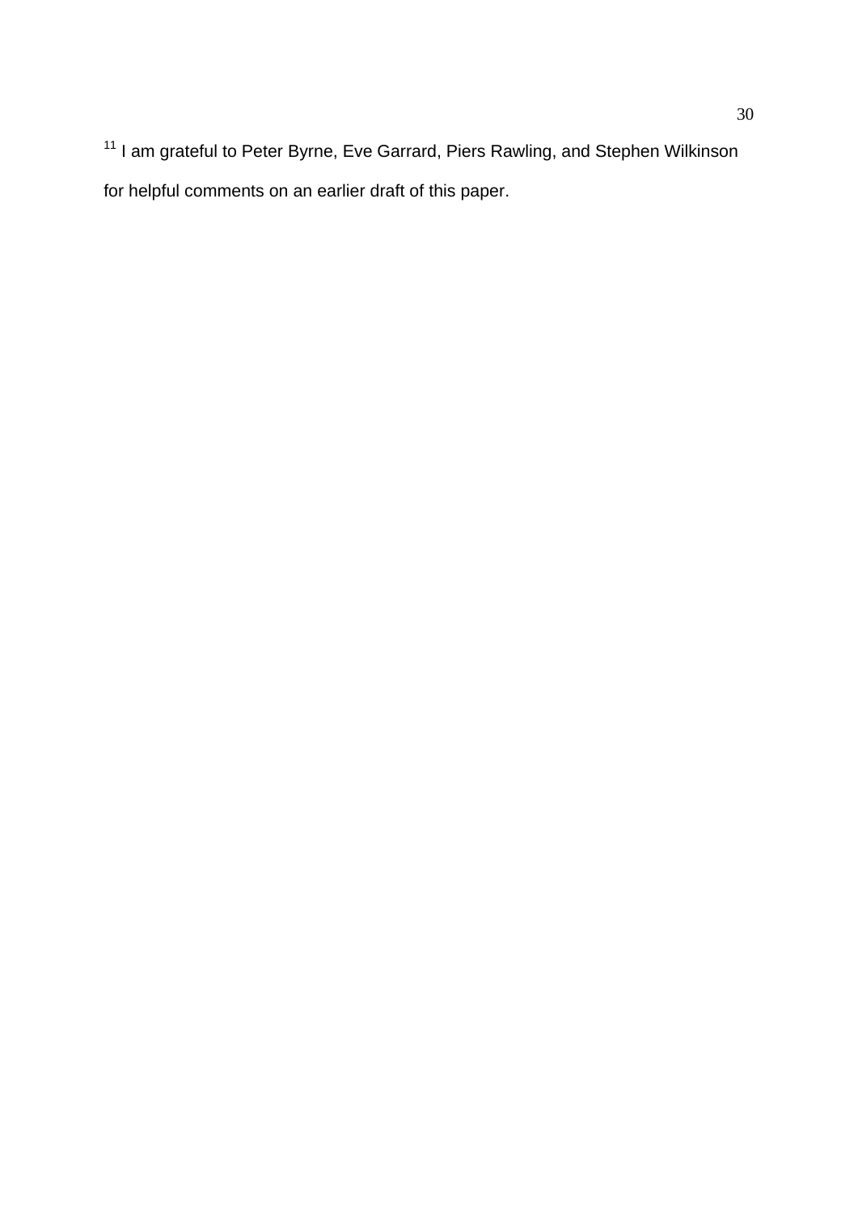[11] I am grateful to Peter Byrne, Eve Garrard, Piers Rawling, and Stephen Wilkinson for helpful comments on an earlier draft of this paper.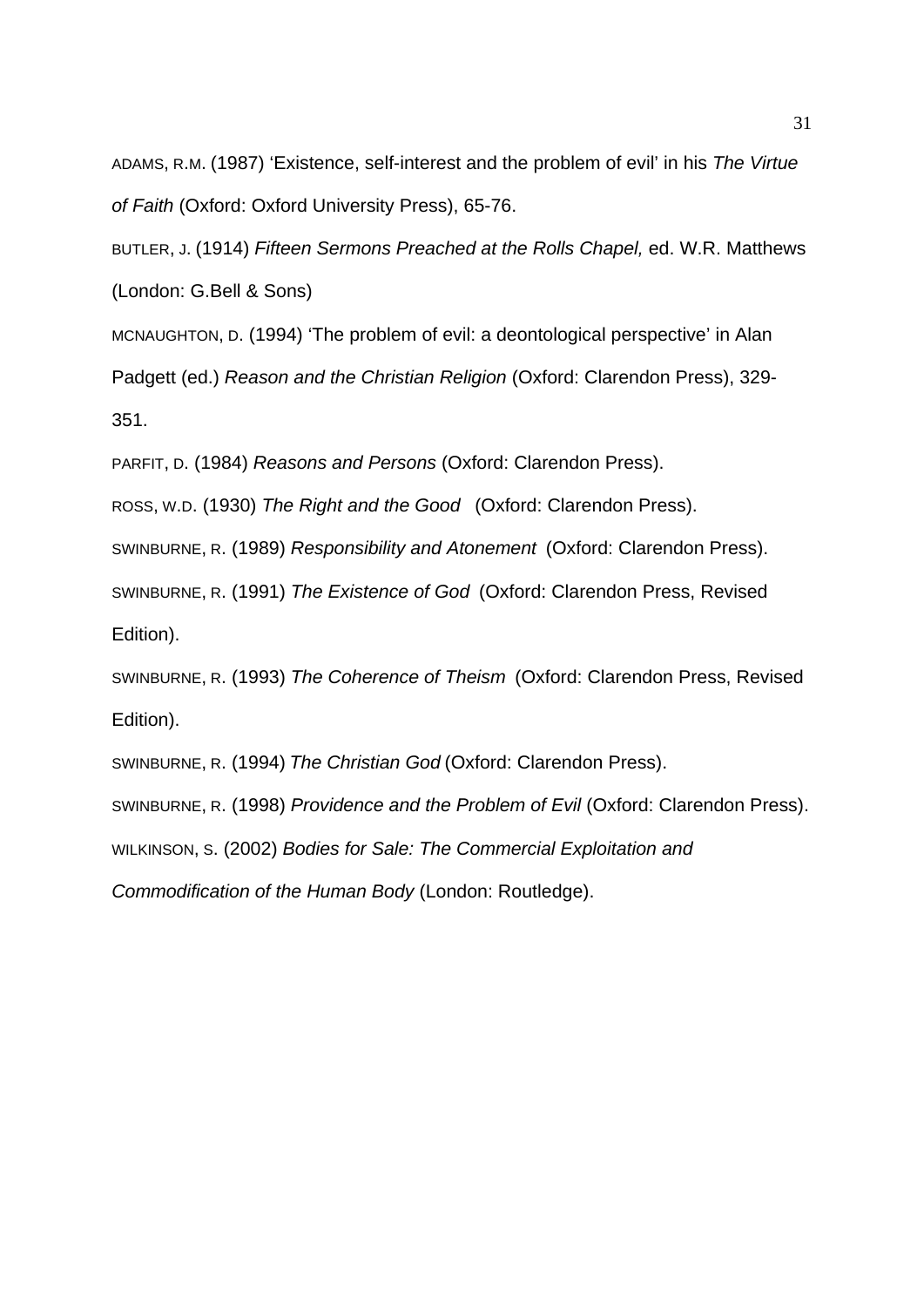ADAMS, R.M. (1987) 'Existence, self-interest and the problem of evil' in his *The Virtue of Faith* (Oxford: Oxford University Press), 65-76.

BUTLER, J. (1914) *Fifteen Sermons Preached at the Rolls Chapel,* ed. W.R. Matthews (London: G.Bell & Sons)

MCNAUGHTON, D. (1994) 'The problem of evil: a deontological perspective' in Alan Padgett (ed.) *Reason and the Christian Religion* (Oxford: Clarendon Press), 329-351.

PARFIT, D. (1984) *Reasons and Persons* (Oxford: Clarendon Press).

ROSS, W.D. (1930) *The Right and the Good* (Oxford: Clarendon Press).

SWINBURNE, R. (1989) *Responsibility and Atonement* (Oxford: Clarendon Press).

SWINBURNE, R. (1991) *The Existence of God* (Oxford: Clarendon Press, Revised Edition).

SWINBURNE, R. (1993) *The Coherence of Theism* (Oxford: Clarendon Press, Revised Edition).

SWINBURNE, R. (1994) *The Christian God* (Oxford: Clarendon Press).

SWINBURNE, R. (1998) *Providence and the Problem of Evil* (Oxford: Clarendon Press).

WILKINSON, S. (2002) *Bodies for Sale: The Commercial Exploitation and Commodification of the Human Body* (London: Routledge).